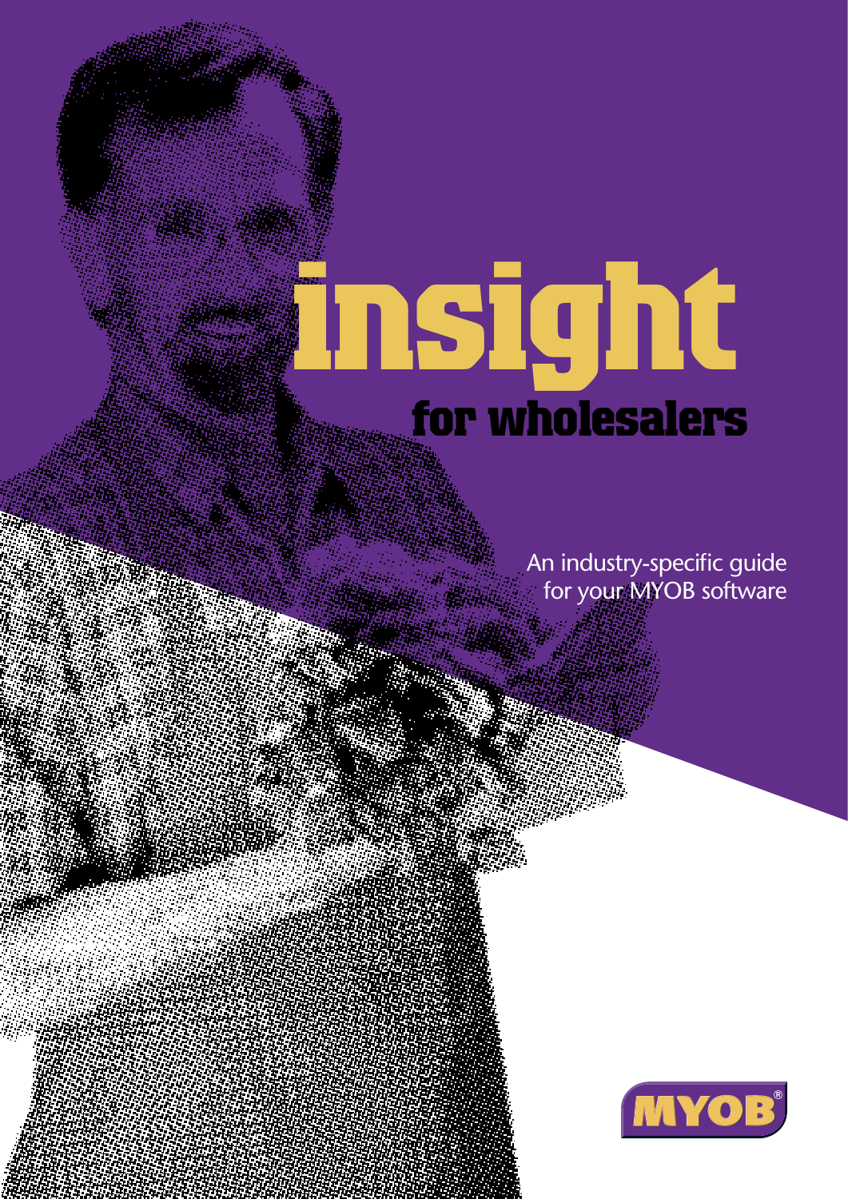# insight

## for wholesalers

An industry-specific guide for your MYOB software

MYOB®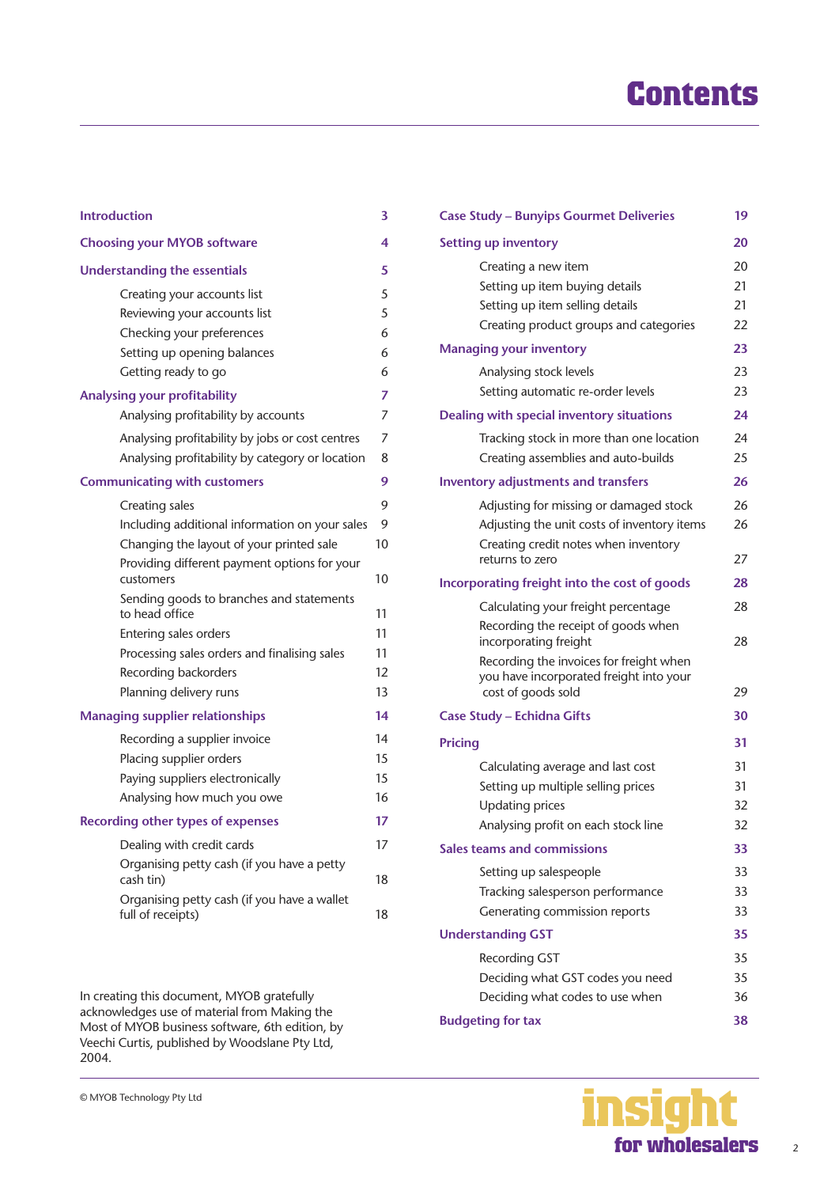# Contents

| | |
|---|---|
| **Introduction** | **3** |
| **Choosing your MYOB software** | **4** |
| **Understanding the essentials** | **5** |
| Creating your accounts list | 5 |
| Reviewing your accounts list | 5 |
| Checking your preferences | 6 |
| Setting up opening balances | 6 |
| Getting ready to go | 6 |
| **Analysing your profitability** | **7** |
| Analysing profitability by accounts | 7 |
| Analysing profitability by jobs or cost centres | 7 |
| Analysing profitability by category or location | 8 |
| **Communicating with customers** | **9** |
| Creating sales | 9 |
| Including additional information on your sales | 9 |
| Changing the layout of your printed sale | 10 |
| Providing different payment options for your customers | 10 |
| Sending goods to branches and statements to head office | 11 |
| Entering sales orders | 11 |
| Processing sales orders and finalising sales | 11 |
| Recording backorders | 12 |
| Planning delivery runs | 13 |
| **Managing supplier relationships** | **14** |
| Recording a supplier invoice | 14 |
| Placing supplier orders | 15 |
| Paying suppliers electronically | 15 |
| Analysing how much you owe | 16 |
| **Recording other types of expenses** | **17** |
| Dealing with credit cards | 17 |
| Organising petty cash (if you have a petty cash tin) | 18 |
| Organising petty cash (if you have a wallet full of receipts) | 18 |
| **Case Study – Bunyips Gourmet Deliveries** | **19** |
| **Setting up inventory** | **20** |
| Creating a new item | 20 |
| Setting up item buying details | 21 |
| Setting up item selling details | 21 |
| Creating product groups and categories | 22 |
| **Managing your inventory** | **23** |
| Analysing stock levels | 23 |
| Setting automatic re-order levels | 23 |
| **Dealing with special inventory situations** | **24** |
| Tracking stock in more than one location | 24 |
| Creating assemblies and auto-builds | 25 |
| **Inventory adjustments and transfers** | **26** |
| Adjusting for missing or damaged stock | 26 |
| Adjusting the unit costs of inventory items | 26 |
| Creating credit notes when inventory returns to zero | 27 |
| **Incorporating freight into the cost of goods** | **28** |
| Calculating your freight percentage | 28 |
| Recording the receipt of goods when incorporating freight | 28 |
| Recording the invoices for freight when you have incorporated freight into your cost of goods sold | 29 |
| **Case Study – Echidna Gifts** | **30** |
| **Pricing** | **31** |
| Calculating average and last cost | 31 |
| Setting up multiple selling prices | 31 |
| Updating prices | 32 |
| Analysing profit on each stock line | 32 |
| **Sales teams and commissions** | **33** |
| Setting up salespeople | 33 |
| Tracking salesperson performance | 33 |
| Generating commission reports | 33 |
| **Understanding GST** | **35** |
| Recording GST | 35 |
| Deciding what GST codes you need | 35 |
| Deciding what codes to use when | 36 |
| **Budgeting for tax** | **38** |

In creating this document, MYOB gratefully acknowledges use of material from Making the Most of MYOB business software, 6th edition, by Veechi Curtis, published by Woodslane Pty Ltd, 2004.

© MYOB Technology Pty Ltd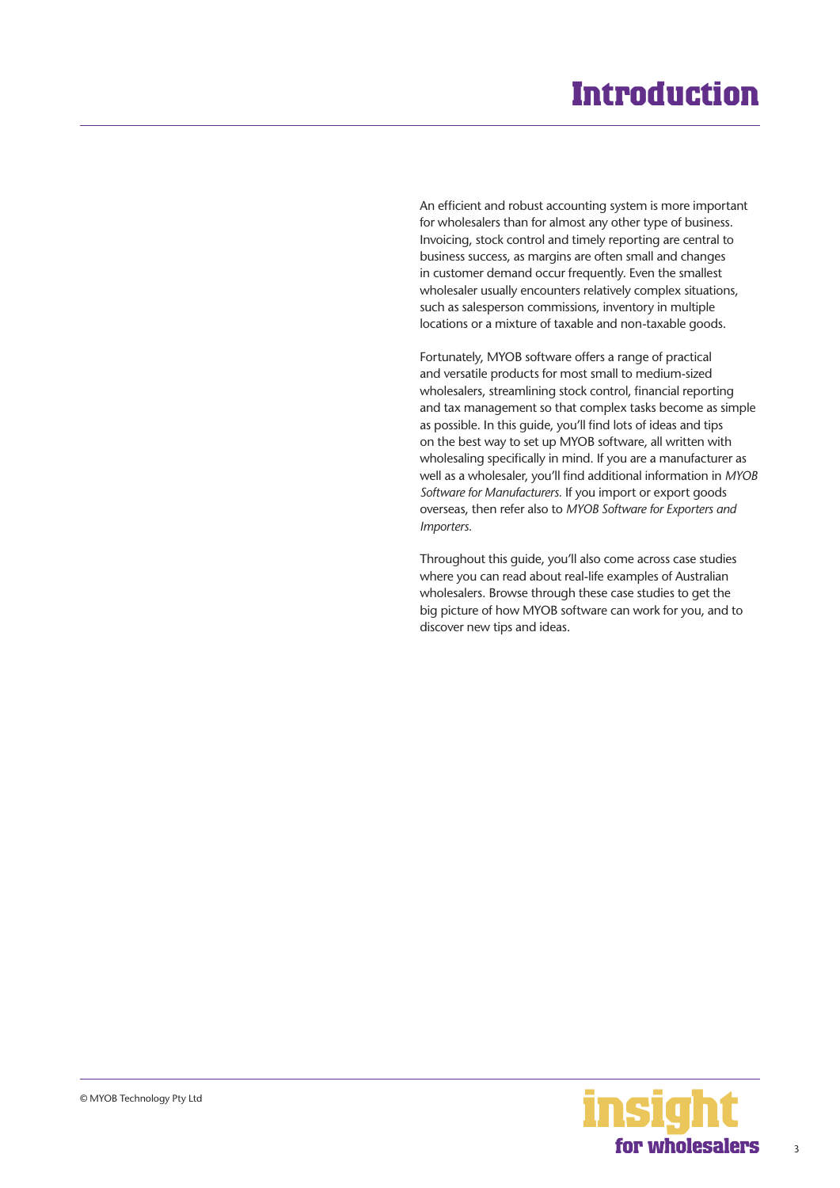# Introduction

An efficient and robust accounting system is more important for wholesalers than for almost any other type of business. Invoicing, stock control and timely reporting are central to business success, as margins are often small and changes in customer demand occur frequently. Even the smallest wholesaler usually encounters relatively complex situations, such as salesperson commissions, inventory in multiple locations or a mixture of taxable and non-taxable goods.

Fortunately, MYOB software offers a range of practical and versatile products for most small to medium-sized wholesalers, streamlining stock control, financial reporting and tax management so that complex tasks become as simple as possible. In this guide, you'll find lots of ideas and tips on the best way to set up MYOB software, all written with wholesaling specifically in mind. If you are a manufacturer as well as a wholesaler, you'll find additional information in *MYOB Software for Manufacturers.* If you import or export goods overseas, then refer also to *MYOB Software for Exporters and Importers.*

Throughout this guide, you'll also come across case studies where you can read about real-life examples of Australian wholesalers. Browse through these case studies to get the big picture of how MYOB software can work for you, and to discover new tips and ideas.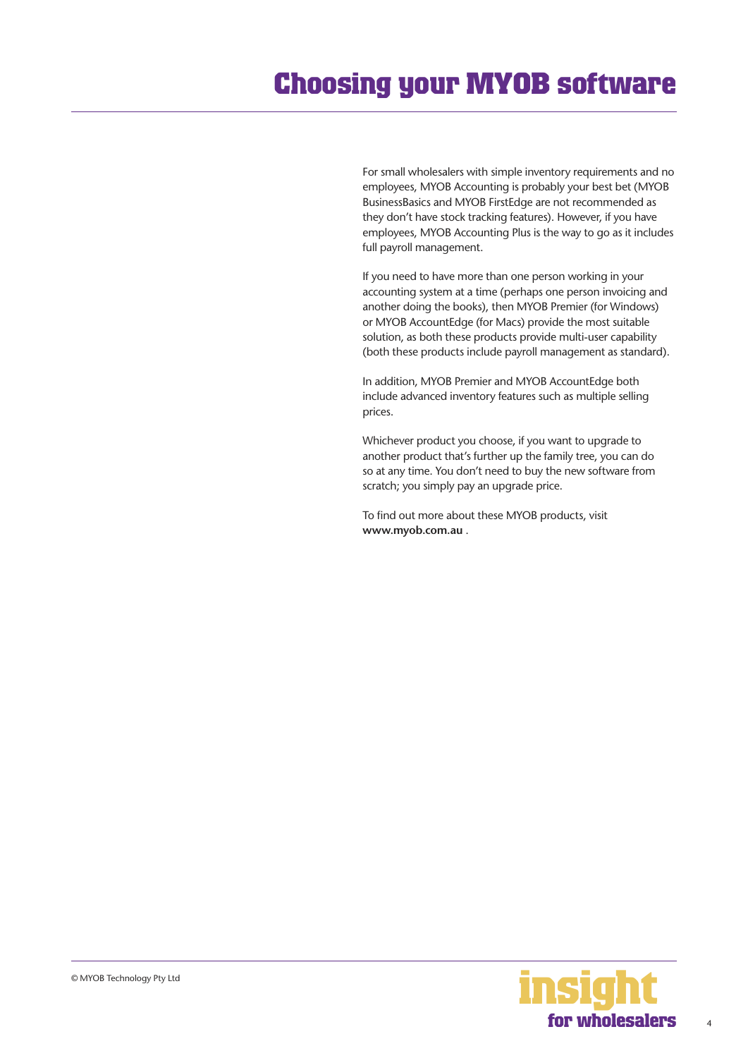# Choosing your MYOB software

For small wholesalers with simple inventory requirements and no employees, MYOB Accounting is probably your best bet (MYOB BusinessBasics and MYOB FirstEdge are not recommended as they don't have stock tracking features). However, if you have employees, MYOB Accounting Plus is the way to go as it includes full payroll management.

If you need to have more than one person working in your accounting system at a time (perhaps one person invoicing and another doing the books), then MYOB Premier (for Windows) or MYOB AccountEdge (for Macs) provide the most suitable solution, as both these products provide multi-user capability (both these products include payroll management as standard).

In addition, MYOB Premier and MYOB AccountEdge both include advanced inventory features such as multiple selling prices.

Whichever product you choose, if you want to upgrade to another product that's further up the family tree, you can do so at any time. You don't need to buy the new software from scratch; you simply pay an upgrade price.

To find out more about these MYOB products, visit **www.myob.com.au** .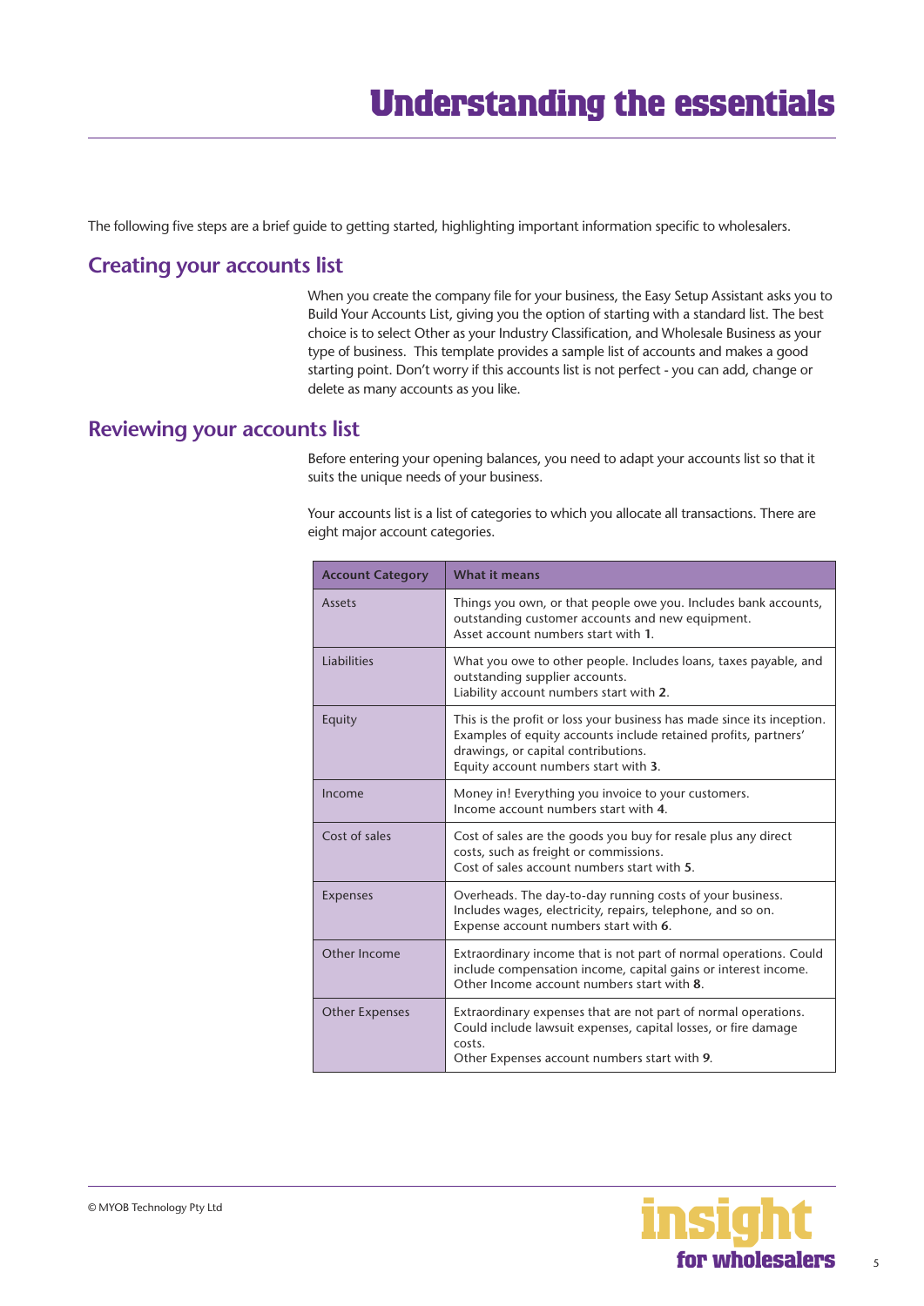# Understanding the essentials

The following five steps are a brief guide to getting started, highlighting important information specific to wholesalers.

## Creating your accounts list

When you create the company file for your business, the Easy Setup Assistant asks you to Build Your Accounts List, giving you the option of starting with a standard list. The best choice is to select Other as your Industry Classification, and Wholesale Business as your type of business. This template provides a sample list of accounts and makes a good starting point. Don't worry if this accounts list is not perfect - you can add, change or delete as many accounts as you like.

## Reviewing your accounts list

Before entering your opening balances, you need to adapt your accounts list so that it suits the unique needs of your business.

Your accounts list is a list of categories to which you allocate all transactions. There are eight major account categories.

| Account Category | What it means |
|---|---|
| Assets | Things you own, or that people owe you. Includes bank accounts, outstanding customer accounts and new equipment.<br>Asset account numbers start with **1**. |
| Liabilities | What you owe to other people. Includes loans, taxes payable, and outstanding supplier accounts.<br>Liability account numbers start with **2**. |
| Equity | This is the profit or loss your business has made since its inception. Examples of equity accounts include retained profits, partners' drawings, or capital contributions.<br>Equity account numbers start with **3**. |
| Income | Money in! Everything you invoice to your customers.<br>Income account numbers start with **4**. |
| Cost of sales | Cost of sales are the goods you buy for resale plus any direct costs, such as freight or commissions.<br>Cost of sales account numbers start with **5**. |
| Expenses | Overheads. The day-to-day running costs of your business. Includes wages, electricity, repairs, telephone, and so on.<br>Expense account numbers start with **6**. |
| Other Income | Extraordinary income that is not part of normal operations. Could include compensation income, capital gains or interest income.<br>Other Income account numbers start with **8**. |
| Other Expenses | Extraordinary expenses that are not part of normal operations. Could include lawsuit expenses, capital losses, or fire damage costs.<br>Other Expenses account numbers start with **9**. |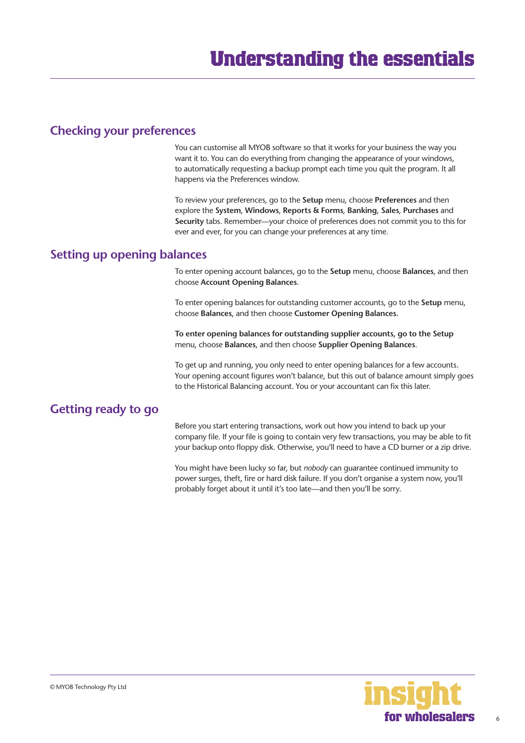# Understanding the essentials

## Checking your preferences

You can customise all MYOB software so that it works for your business the way you want it to. You can do everything from changing the appearance of your windows, to automatically requesting a backup prompt each time you quit the program. It all happens via the Preferences window.

To review your preferences, go to the **Setup** menu, choose **Preferences** and then explore the **System**, **Windows**, **Reports & Forms**, **Banking**, **Sales**, **Purchases** and **Security** tabs. Remember—your choice of preferences does not commit you to this for ever and ever, for you can change your preferences at any time.

## Setting up opening balances

To enter opening account balances, go to the **Setup** menu, choose **Balances**, and then choose **Account Opening Balances**.

To enter opening balances for outstanding customer accounts, go to the **Setup** menu, choose **Balances**, and then choose **Customer Opening Balances.**

**To enter opening balances for outstanding supplier accounts, go to the Setup** menu, choose **Balances**, and then choose **Supplier Opening Balances**.

To get up and running, you only need to enter opening balances for a few accounts. Your opening account figures won't balance, but this out of balance amount simply goes to the Historical Balancing account. You or your accountant can fix this later.

## Getting ready to go

Before you start entering transactions, work out how you intend to back up your company file. If your file is going to contain very few transactions, you may be able to fit your backup onto floppy disk. Otherwise, you'll need to have a CD burner or a zip drive.

You might have been lucky so far, but *nobody* can guarantee continued immunity to power surges, theft, fire or hard disk failure. If you don't organise a system now, you'll probably forget about it until it's too late—and then you'll be sorry.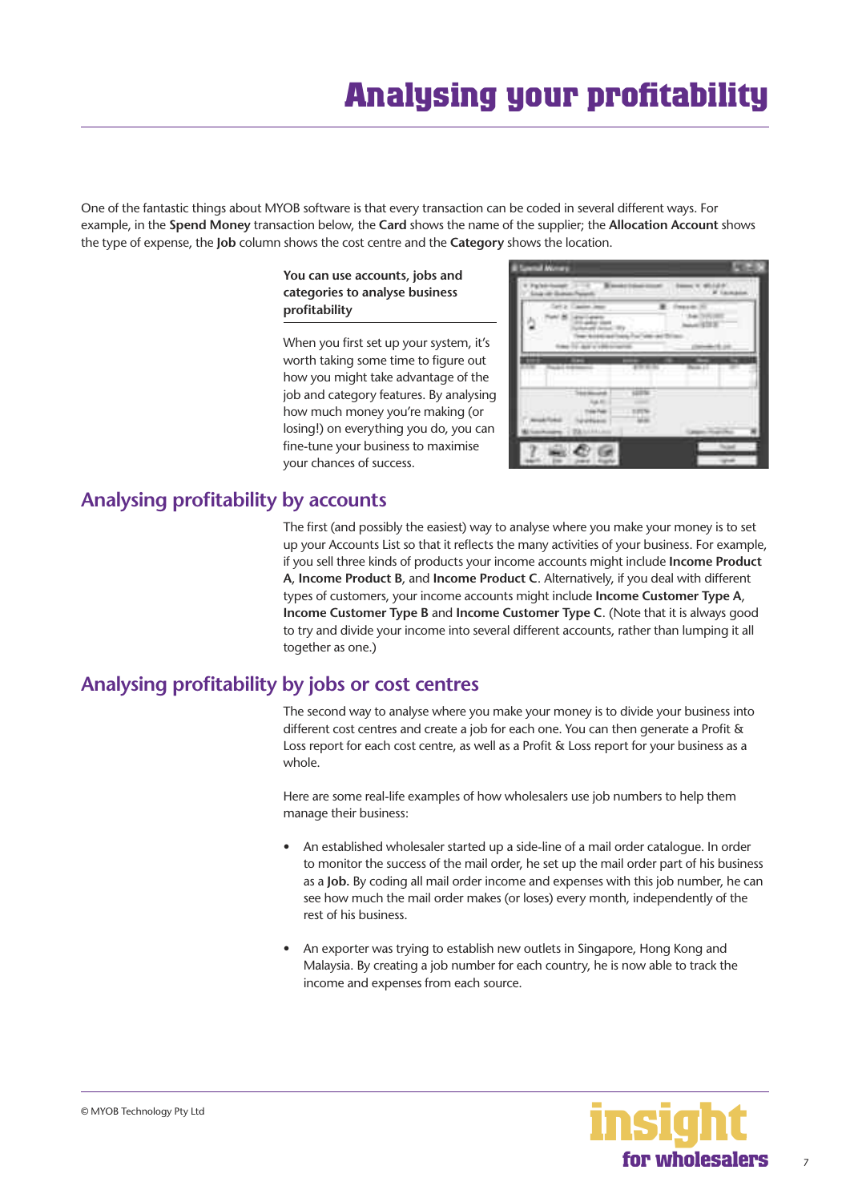# Analysing your profitability

One of the fantastic things about MYOB software is that every transaction can be coded in several different ways. For example, in the **Spend Money** transaction below, the **Card** shows the name of the supplier; the **Allocation Account** shows the type of expense, the **Job** column shows the cost centre and the **Category** shows the location.

**You can use accounts, jobs and categories to analyse business profitability**

When you first set up your system, it's worth taking some time to figure out how you might take advantage of the job and category features. By analysing how much money you're making (or losing!) on everything you do, you can fine-tune your business to maximise your chances of success.

## Analysing profitability by accounts

The first (and possibly the easiest) way to analyse where you make your money is to set up your Accounts List so that it reflects the many activities of your business. For example, if you sell three kinds of products your income accounts might include **Income Product A**, **Income Product B**, and **Income Product C**. Alternatively, if you deal with different types of customers, your income accounts might include **Income Customer Type A**, **Income Customer Type B** and **Income Customer Type C**. (Note that it is always good to try and divide your income into several different accounts, rather than lumping it all together as one.)

## Analysing profitability by jobs or cost centres

The second way to analyse where you make your money is to divide your business into different cost centres and create a job for each one. You can then generate a Profit & Loss report for each cost centre, as well as a Profit & Loss report for your business as a whole.

Here are some real-life examples of how wholesalers use job numbers to help them manage their business:

- An established wholesaler started up a side-line of a mail order catalogue. In order to monitor the success of the mail order, he set up the mail order part of his business as a **Job.** By coding all mail order income and expenses with this job number, he can see how much the mail order makes (or loses) every month, independently of the rest of his business.
- An exporter was trying to establish new outlets in Singapore, Hong Kong and Malaysia. By creating a job number for each country, he is now able to track the income and expenses from each source.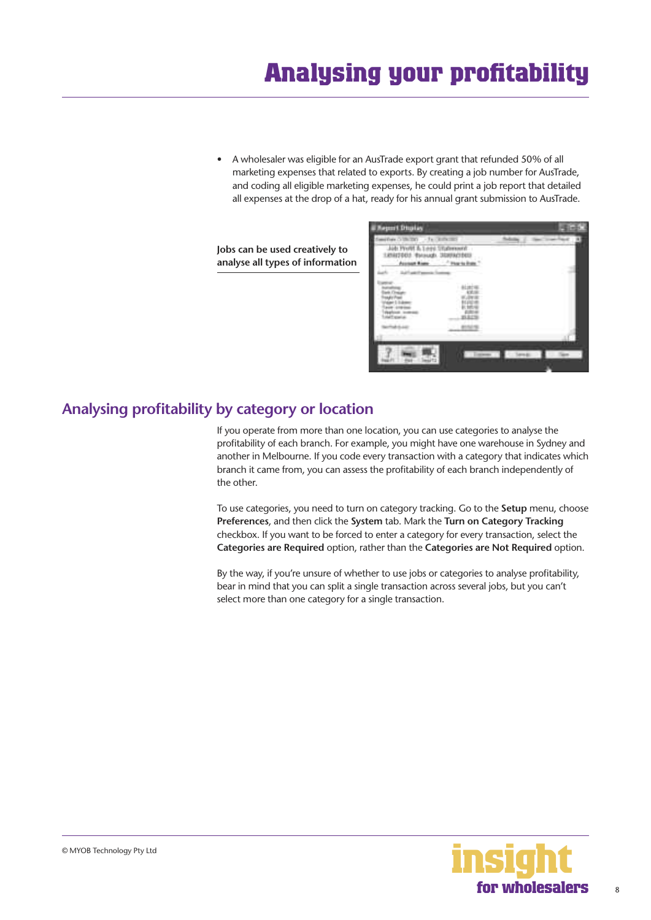# Analysing your profitability

- A wholesaler was eligible for an AusTrade export grant that refunded 50% of all marketing expenses that related to exports. By creating a job number for AusTrade, and coding all eligible marketing expenses, he could print a job report that detailed all expenses at the drop of a hat, ready for his annual grant submission to AusTrade.

**Jobs can be used creatively to analyse all types of information**

## Analysing profitability by category or location

If you operate from more than one location, you can use categories to analyse the profitability of each branch. For example, you might have one warehouse in Sydney and another in Melbourne. If you code every transaction with a category that indicates which branch it came from, you can assess the profitability of each branch independently of the other.

To use categories, you need to turn on category tracking. Go to the **Setup** menu, choose **Preferences**, and then click the **System** tab. Mark the **Turn on Category Tracking** checkbox. If you want to be forced to enter a category for every transaction, select the **Categories are Required** option, rather than the **Categories are Not Required** option.

By the way, if you're unsure of whether to use jobs or categories to analyse profitability, bear in mind that you can split a single transaction across several jobs, but you can't select more than one category for a single transaction.

© MYOB Technology Pty Ltd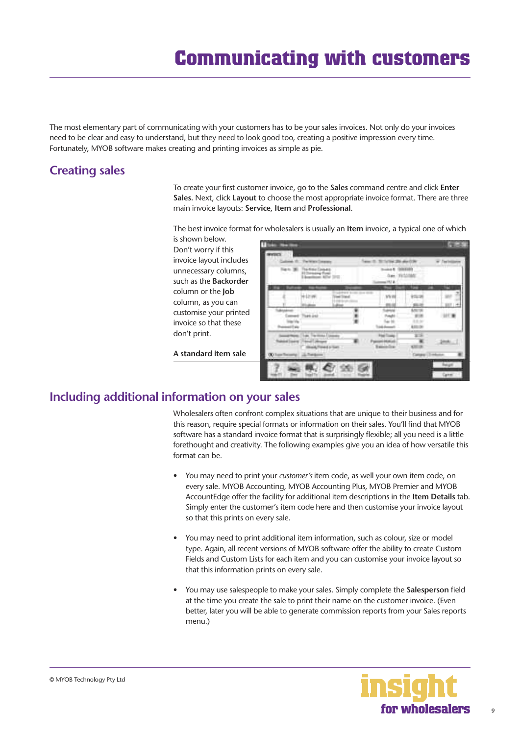# Communicating with customers

The most elementary part of communicating with your customers has to be your sales invoices. Not only do your invoices need to be clear and easy to understand, but they need to look good too, creating a positive impression every time. Fortunately, MYOB software makes creating and printing invoices as simple as pie.

## Creating sales

To create your first customer invoice, go to the **Sales** command centre and click **Enter Sales.** Next, click **Layout** to choose the most appropriate invoice format. There are three main invoice layouts: **Service**, **Item** and **Professional**.

The best invoice format for wholesalers is usually an **Item** invoice, a typical one of which is shown below. Don't worry if this invoice layout includes unnecessary columns, such as the **Backorder** column or the **Job** column, as you can customise your printed invoice so that these don't print.

**A standard item sale**

## Including additional information on your sales

Wholesalers often confront complex situations that are unique to their business and for this reason, require special formats or information on their sales. You'll find that MYOB software has a standard invoice format that is surprisingly flexible; all you need is a little forethought and creativity. The following examples give you an idea of how versatile this format can be.

- You may need to print your *customer's* item code, as well your own item code, on every sale. MYOB Accounting, MYOB Accounting Plus, MYOB Premier and MYOB AccountEdge offer the facility for additional item descriptions in the **Item Details** tab. Simply enter the customer's item code here and then customise your invoice layout so that this prints on every sale.
- You may need to print additional item information, such as colour, size or model type. Again, all recent versions of MYOB software offer the ability to create Custom Fields and Custom Lists for each item and you can customise your invoice layout so that this information prints on every sale.
- You may use salespeople to make your sales. Simply complete the **Salesperson** field at the time you create the sale to print their name on the customer invoice. (Even better, later you will be able to generate commission reports from your Sales reports menu.)

© MYOB Technology Pty Ltd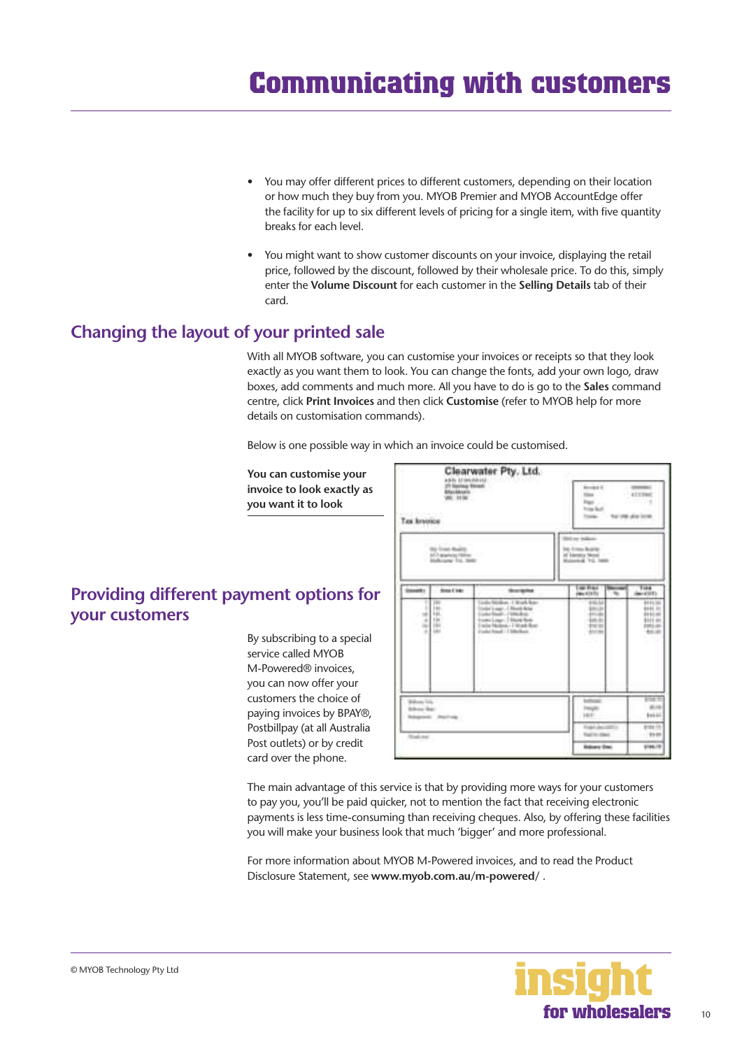# Communicating with customers

- You may offer different prices to different customers, depending on their location or how much they buy from you. MYOB Premier and MYOB AccountEdge offer the facility for up to six different levels of pricing for a single item, with five quantity breaks for each level.
- You might want to show customer discounts on your invoice, displaying the retail price, followed by the discount, followed by their wholesale price. To do this, simply enter the **Volume Discount** for each customer in the **Selling Details** tab of their card.

## Changing the layout of your printed sale

With all MYOB software, you can customise your invoices or receipts so that they look exactly as you want them to look. You can change the fonts, add your own logo, draw boxes, add comments and much more. All you have to do is go to the **Sales** command centre, click **Print Invoices** and then click **Customise** (refer to MYOB help for more details on customisation commands).

Below is one possible way in which an invoice could be customised.

**You can customise your invoice to look exactly as you want it to look**

## Providing different payment options for your customers

By subscribing to a special service called MYOB M-Powered® invoices, you can now offer your customers the choice of paying invoices by BPAY®, Postbillpay (at all Australia Post outlets) or by credit card over the phone.

The main advantage of this service is that by providing more ways for your customers to pay you, you'll be paid quicker, not to mention the fact that receiving electronic payments is less time-consuming than receiving cheques. Also, by offering these facilities you will make your business look that much 'bigger' and more professional.

For more information about MYOB M-Powered invoices, and to read the Product Disclosure Statement, see **www.myob.com.au/m-powered/** .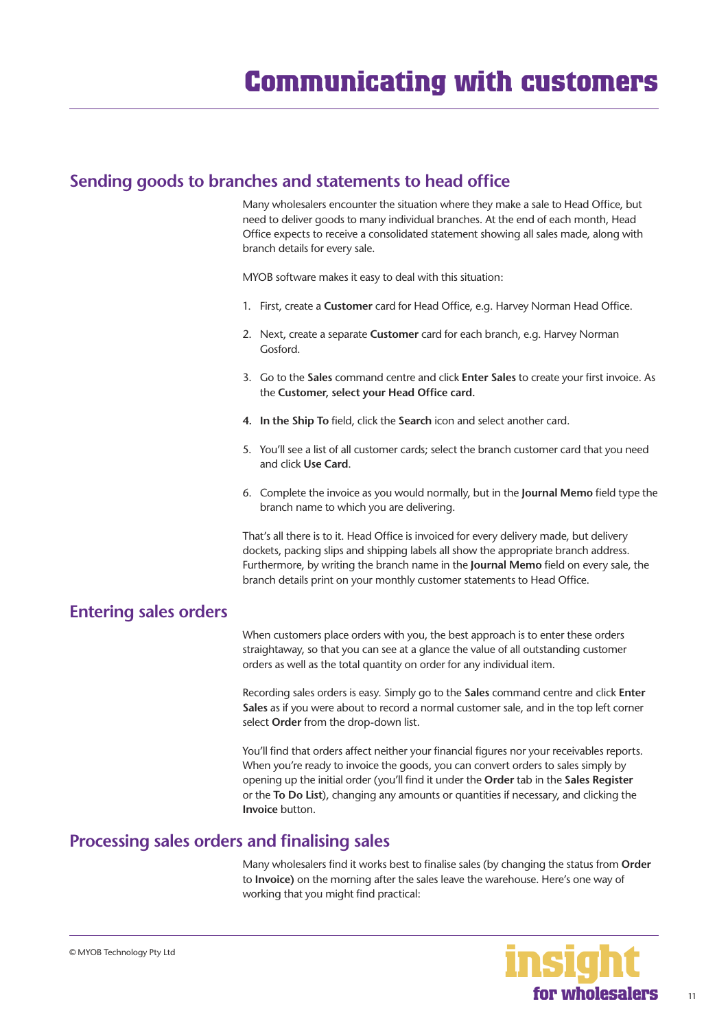# Communicating with customers

## Sending goods to branches and statements to head office

Many wholesalers encounter the situation where they make a sale to Head Office, but need to deliver goods to many individual branches. At the end of each month, Head Office expects to receive a consolidated statement showing all sales made, along with branch details for every sale.

MYOB software makes it easy to deal with this situation:

1. First, create a **Customer** card for Head Office, e.g. Harvey Norman Head Office.
2. Next, create a separate **Customer** card for each branch, e.g. Harvey Norman Gosford.
3. Go to the **Sales** command centre and click **Enter Sales** to create your first invoice. As the **Customer, select your Head Office card.**
4. **In the Ship To** field, click the **Search** icon and select another card.
5. You'll see a list of all customer cards; select the branch customer card that you need and click **Use Card**.
6. Complete the invoice as you would normally, but in the **Journal Memo** field type the branch name to which you are delivering.

That's all there is to it. Head Office is invoiced for every delivery made, but delivery dockets, packing slips and shipping labels all show the appropriate branch address. Furthermore, by writing the branch name in the **Journal Memo** field on every sale, the branch details print on your monthly customer statements to Head Office.

## Entering sales orders

When customers place orders with you, the best approach is to enter these orders straightaway, so that you can see at a glance the value of all outstanding customer orders as well as the total quantity on order for any individual item.

Recording sales orders is easy. Simply go to the **Sales** command centre and click **Enter Sales** as if you were about to record a normal customer sale, and in the top left corner select **Order** from the drop-down list.

You'll find that orders affect neither your financial figures nor your receivables reports. When you're ready to invoice the goods, you can convert orders to sales simply by opening up the initial order (you'll find it under the **Order** tab in the **Sales Register** or the **To Do List**), changing any amounts or quantities if necessary, and clicking the **Invoice** button.

## Processing sales orders and finalising sales

Many wholesalers find it works best to finalise sales (by changing the status from **Order** to **Invoice)** on the morning after the sales leave the warehouse. Here's one way of working that you might find practical: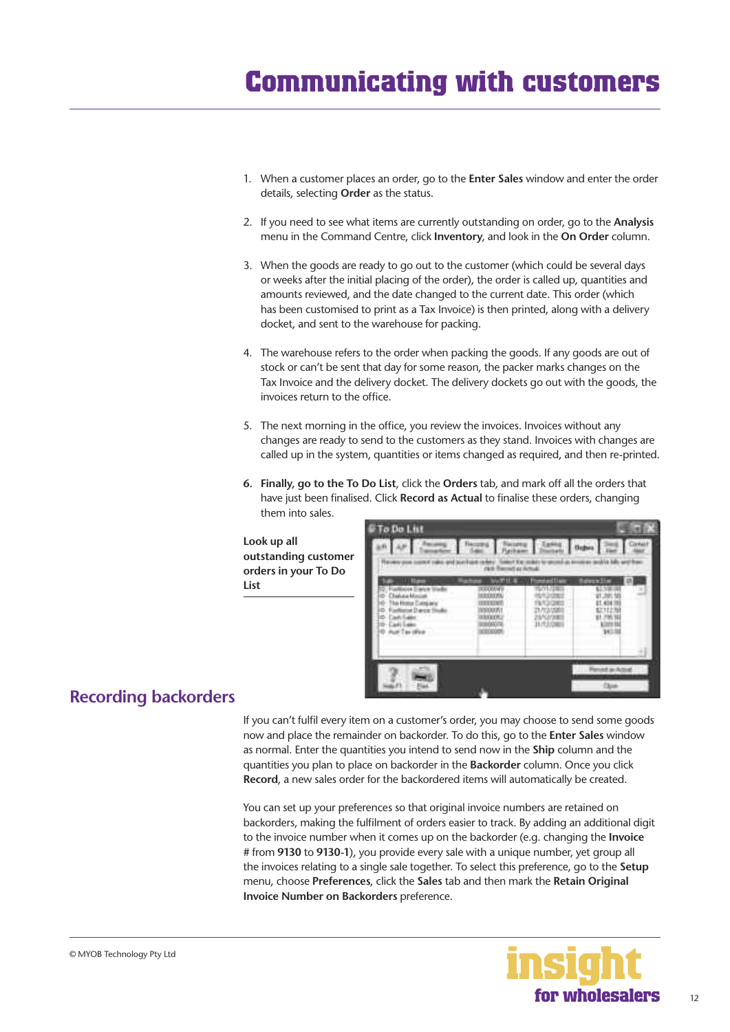# Communicating with customers

1. When a customer places an order, go to the **Enter Sales** window and enter the order details, selecting **Order** as the status.

2. If you need to see what items are currently outstanding on order, go to the **Analysis** menu in the Command Centre, click **Inventory**, and look in the **On Order** column.

3. When the goods are ready to go out to the customer (which could be several days or weeks after the initial placing of the order), the order is called up, quantities and amounts reviewed, and the date changed to the current date. This order (which has been customised to print as a Tax Invoice) is then printed, along with a delivery docket, and sent to the warehouse for packing.

4. The warehouse refers to the order when packing the goods. If any goods are out of stock or can't be sent that day for some reason, the packer marks changes on the Tax Invoice and the delivery docket. The delivery dockets go out with the goods, the invoices return to the office.

5. The next morning in the office, you review the invoices. Invoices without any changes are ready to send to the customers as they stand. Invoices with changes are called up in the system, quantities or items changed as required, and then re-printed.

6. **Finally, go to the To Do List**, click the **Orders** tab, and mark off all the orders that have just been finalised. Click **Record as Actual** to finalise these orders, changing them into sales.

**Look up all outstanding customer orders in your To Do List**

## Recording backorders

If you can't fulfil every item on a customer's order, you may choose to send some goods now and place the remainder on backorder. To do this, go to the **Enter Sales** window as normal. Enter the quantities you intend to send now in the **Ship** column and the quantities you plan to place on backorder in the **Backorder** column. Once you click **Record**, a new sales order for the backordered items will automatically be created.

You can set up your preferences so that original invoice numbers are retained on backorders, making the fulfilment of orders easier to track. By adding an additional digit to the invoice number when it comes up on the backorder (e.g. changing the **Invoice** # from **9130** to **9130-1**), you provide every sale with a unique number, yet group all the invoices relating to a single sale together. To select this preference, go to the **Setup** menu, choose **Preferences**, click the **Sales** tab and then mark the **Retain Original Invoice Number on Backorders** preference.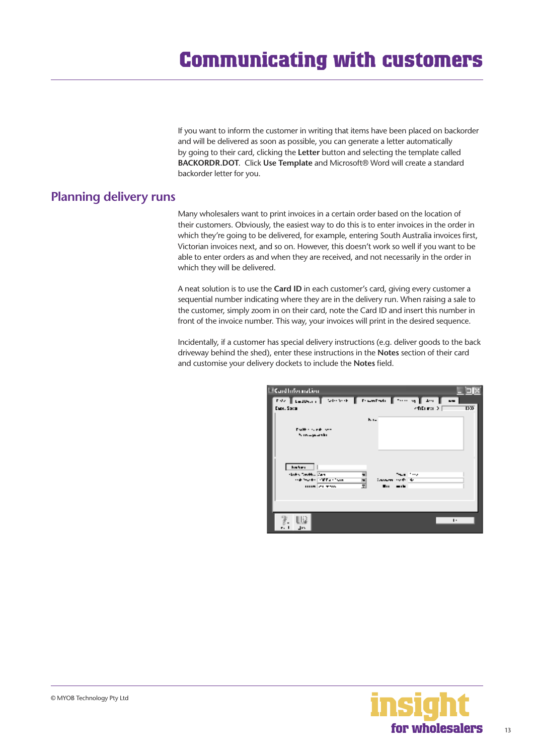# Communicating with customers

If you want to inform the customer in writing that items have been placed on backorder and will be delivered as soon as possible, you can generate a letter automatically by going to their card, clicking the **Letter** button and selecting the template called **BACKORDR.DOT**. Click **Use Template** and Microsoft® Word will create a standard backorder letter for you.

## Planning delivery runs

Many wholesalers want to print invoices in a certain order based on the location of their customers. Obviously, the easiest way to do this is to enter invoices in the order in which they're going to be delivered, for example, entering South Australia invoices first, Victorian invoices next, and so on. However, this doesn't work so well if you want to be able to enter orders as and when they are received, and not necessarily in the order in which they will be delivered.

A neat solution is to use the **Card ID** in each customer's card, giving every customer a sequential number indicating where they are in the delivery run. When raising a sale to the customer, simply zoom in on their card, note the Card ID and insert this number in front of the invoice number. This way, your invoices will print in the desired sequence.

Incidentally, if a customer has special delivery instructions (e.g. deliver goods to the back driveway behind the shed), enter these instructions in the **Notes** section of their card and customise your delivery dockets to include the **Notes** field.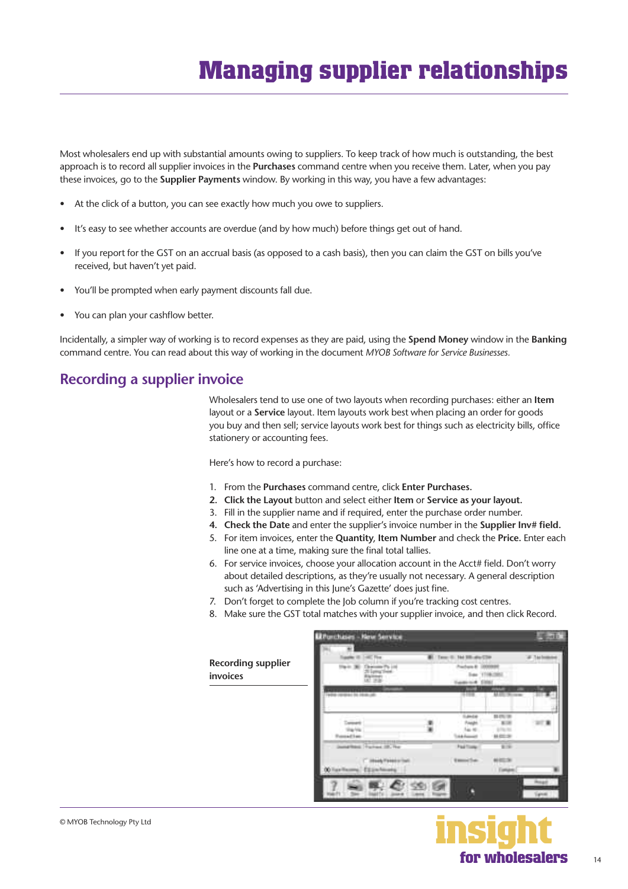# Managing supplier relationships

Most wholesalers end up with substantial amounts owing to suppliers. To keep track of how much is outstanding, the best approach is to record all supplier invoices in the **Purchases** command centre when you receive them. Later, when you pay these invoices, go to the **Supplier Payments** window. By working in this way, you have a few advantages:

- At the click of a button, you can see exactly how much you owe to suppliers.
- It's easy to see whether accounts are overdue (and by how much) before things get out of hand.
- If you report for the GST on an accrual basis (as opposed to a cash basis), then you can claim the GST on bills you've received, but haven't yet paid.
- You'll be prompted when early payment discounts fall due.
- You can plan your cashflow better.

Incidentally, a simpler way of working is to record expenses as they are paid, using the **Spend Money** window in the **Banking** command centre. You can read about this way of working in the document *MYOB Software for Service Businesses.*

## Recording a supplier invoice

Wholesalers tend to use one of two layouts when recording purchases: either an **Item** layout or a **Service** layout. Item layouts work best when placing an order for goods you buy and then sell; service layouts work best for things such as electricity bills, office stationery or accounting fees.

Here's how to record a purchase:

1. From the **Purchases** command centre, click **Enter Purchases**.
2. **Click the Layout** button and select either **Item** or **Service as your layout.**
3. Fill in the supplier name and if required, enter the purchase order number.
4. **Check the Date** and enter the supplier's invoice number in the **Supplier Inv# field**.
5. For item invoices, enter the **Quantity**, **Item Number** and check the **Price.** Enter each line one at a time, making sure the final total tallies.
6. For service invoices, choose your allocation account in the Acct# field. Don't worry about detailed descriptions, as they're usually not necessary. A general description such as 'Advertising in this June's Gazette' does just fine.
7. Don't forget to complete the Job column if you're tracking cost centres.
8. Make sure the GST total matches with your supplier invoice, and then click Record.

**Recording supplier invoices**

© MYOB Technology Pty Ltd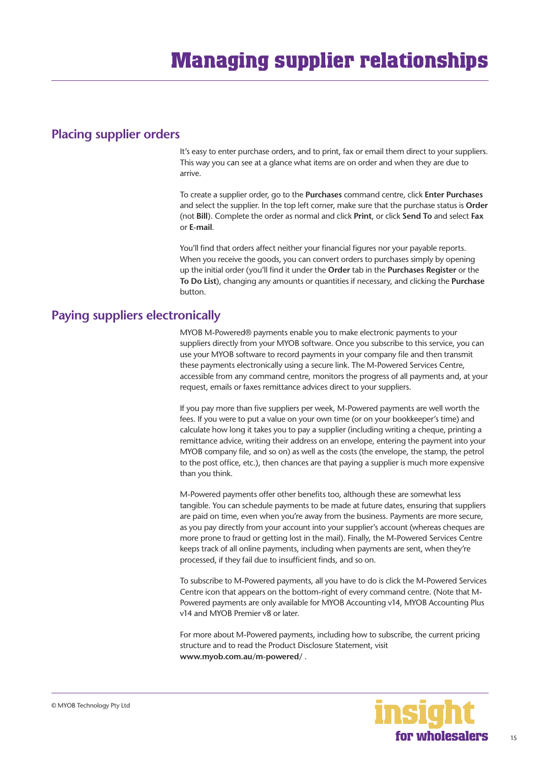# Managing supplier relationships

## Placing supplier orders

It's easy to enter purchase orders, and to print, fax or email them direct to your suppliers. This way you can see at a glance what items are on order and when they are due to arrive.

To create a supplier order, go to the **Purchases** command centre, click **Enter Purchases** and select the supplier. In the top left corner, make sure that the purchase status is **Order** (not **Bill**). Complete the order as normal and click **Print**, or click **Send To** and select **Fax** or **E-mail**.

You'll find that orders affect neither your financial figures nor your payable reports. When you receive the goods, you can convert orders to purchases simply by opening up the initial order (you'll find it under the **Order** tab in the **Purchases Register** or the **To Do List**), changing any amounts or quantities if necessary, and clicking the **Purchase** button.

## Paying suppliers electronically

MYOB M-Powered® payments enable you to make electronic payments to your suppliers directly from your MYOB software. Once you subscribe to this service, you can use your MYOB software to record payments in your company file and then transmit these payments electronically using a secure link. The M-Powered Services Centre, accessible from any command centre, monitors the progress of all payments and, at your request, emails or faxes remittance advices direct to your suppliers.

If you pay more than five suppliers per week, M-Powered payments are well worth the fees. If you were to put a value on your own time (or on your bookkeeper's time) and calculate how long it takes you to pay a supplier (including writing a cheque, printing a remittance advice, writing their address on an envelope, entering the payment into your MYOB company file, and so on) as well as the costs (the envelope, the stamp, the petrol to the post office, etc.), then chances are that paying a supplier is much more expensive than you think.

M-Powered payments offer other benefits too, although these are somewhat less tangible. You can schedule payments to be made at future dates, ensuring that suppliers are paid on time, even when you're away from the business. Payments are more secure, as you pay directly from your account into your supplier's account (whereas cheques are more prone to fraud or getting lost in the mail). Finally, the M-Powered Services Centre keeps track of all online payments, including when payments are sent, when they're processed, if they fail due to insufficient finds, and so on.

To subscribe to M-Powered payments, all you have to do is click the M-Powered Services Centre icon that appears on the bottom-right of every command centre. (Note that M-Powered payments are only available for MYOB Accounting v14, MYOB Accounting Plus v14 and MYOB Premier v8 or later.

For more about M-Powered payments, including how to subscribe, the current pricing structure and to read the Product Disclosure Statement, visit **www.myob.com.au/m-powered/** .

© MYOB Technology Pty Ltd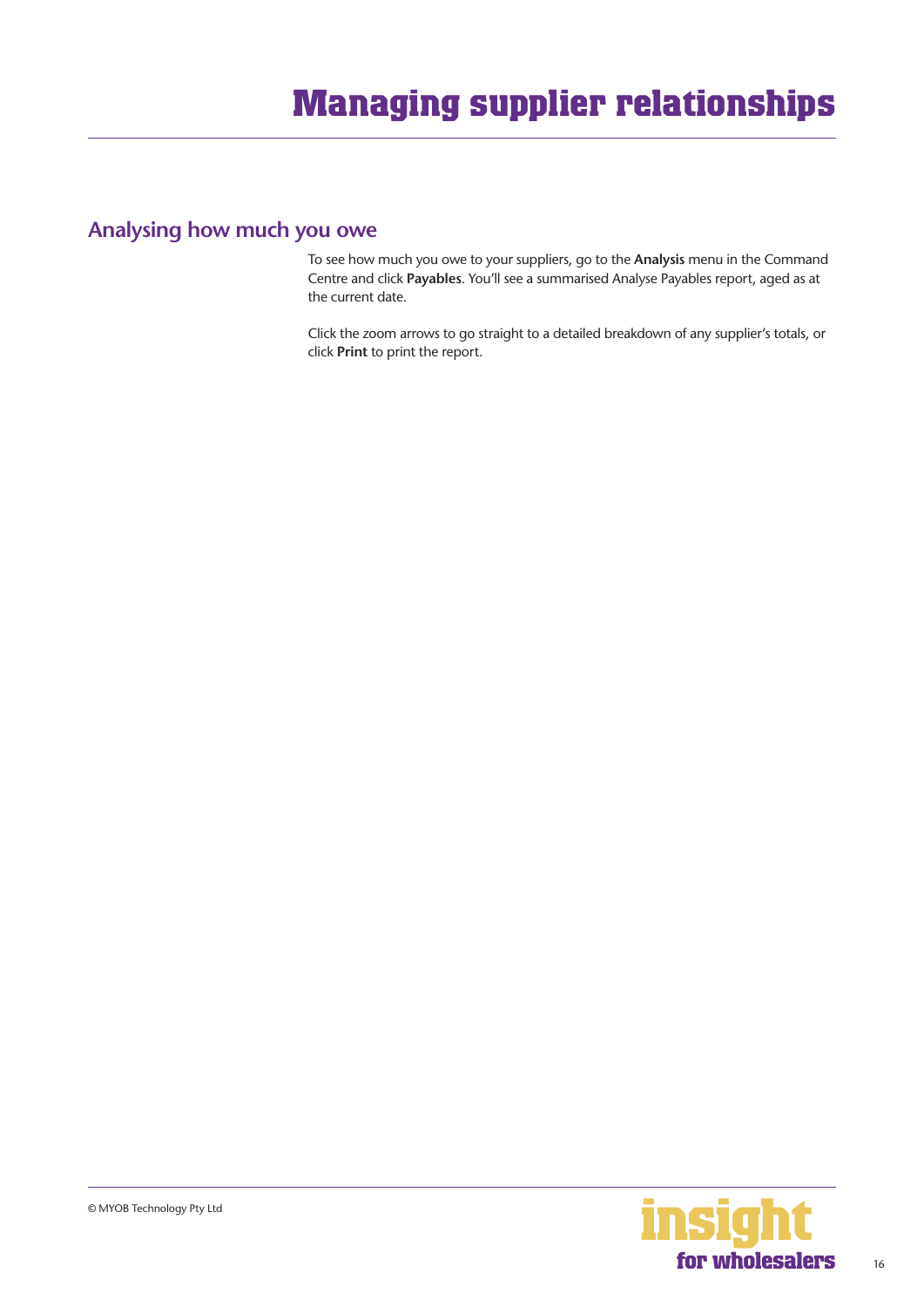# Managing supplier relationships

## Analysing how much you owe

To see how much you owe to your suppliers, go to the **Analysis** menu in the Command Centre and click **Payables**. You'll see a summarised Analyse Payables report, aged as at the current date.

Click the zoom arrows to go straight to a detailed breakdown of any supplier's totals, or click **Print** to print the report.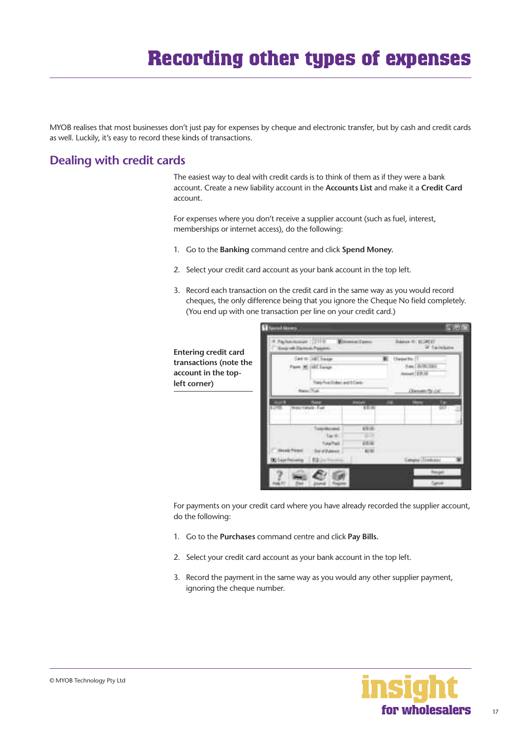# Recording other types of expenses

MYOB realises that most businesses don't just pay for expenses by cheque and electronic transfer, but by cash and credit cards as well. Luckily, it's easy to record these kinds of transactions.

## Dealing with credit cards

The easiest way to deal with credit cards is to think of them as if they were a bank account. Create a new liability account in the **Accounts List** and make it a **Credit Card** account.

For expenses where you don't receive a supplier account (such as fuel, interest, memberships or internet access), do the following:

1. Go to the **Banking** command centre and click **Spend Money.**
2. Select your credit card account as your bank account in the top left.
3. Record each transaction on the credit card in the same way as you would record cheques, the only difference being that you ignore the Cheque No field completely. (You end up with one transaction per line on your credit card.)

**Entering credit card transactions (note the account in the top-left corner)**

For payments on your credit card where you have already recorded the supplier account, do the following:

1. Go to the **Purchases** command centre and click **Pay Bills.**
2. Select your credit card account as your bank account in the top left.
3. Record the payment in the same way as you would any other supplier payment, ignoring the cheque number.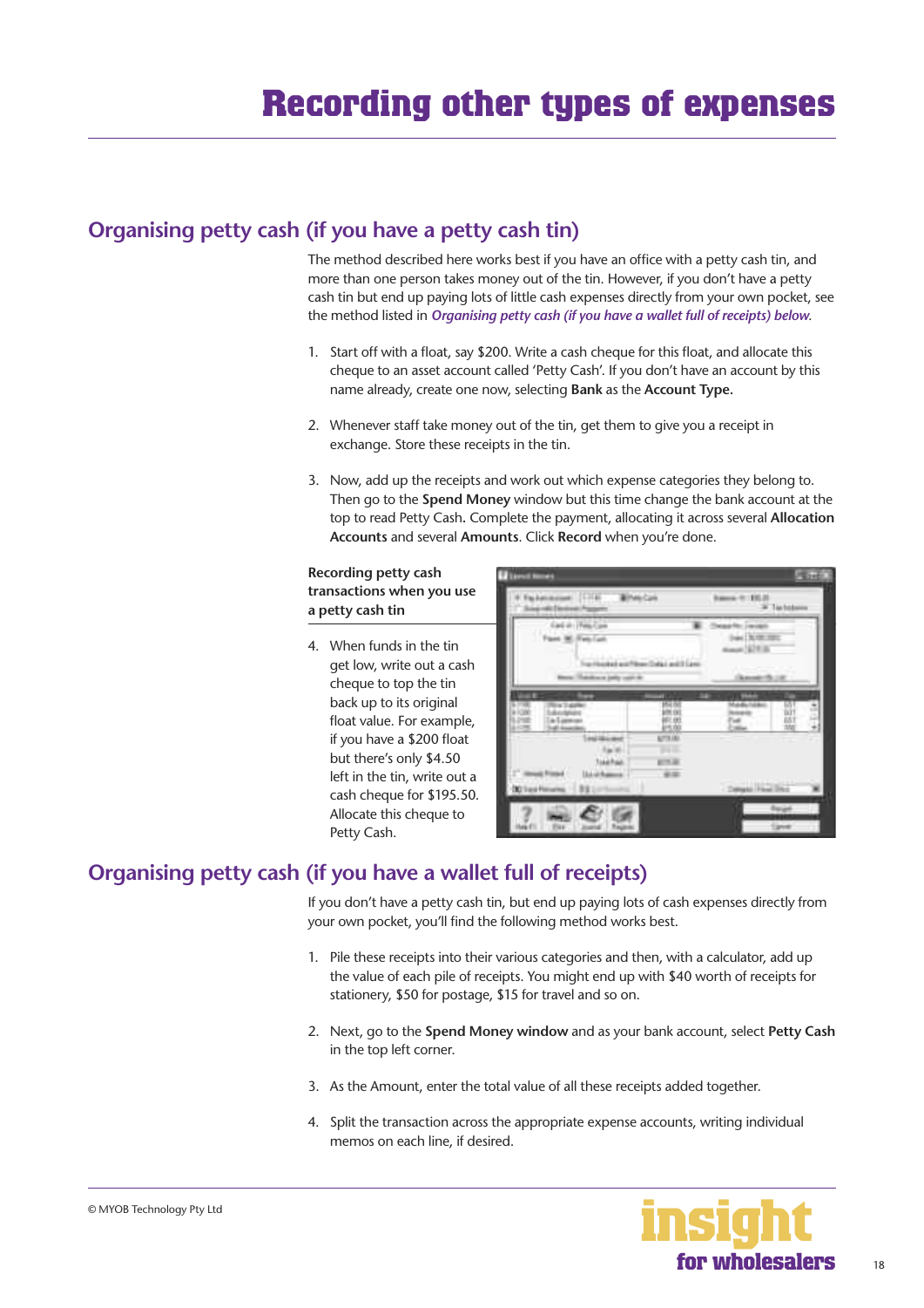# Recording other types of expenses

## Organising petty cash (if you have a petty cash tin)

The method described here works best if you have an office with a petty cash tin, and more than one person takes money out of the tin. However, if you don't have a petty cash tin but end up paying lots of little cash expenses directly from your own pocket, see the method listed in ***Organising petty cash (if you have a wallet full of receipts) below.***

1. Start off with a float, say $200. Write a cash cheque for this float, and allocate this cheque to an asset account called 'Petty Cash'. If you don't have an account by this name already, create one now, selecting **Bank** as the **Account Type.**

2. Whenever staff take money out of the tin, get them to give you a receipt in exchange. Store these receipts in the tin.

3. Now, add up the receipts and work out which expense categories they belong to. Then go to the **Spend Money** window but this time change the bank account at the top to read Petty Cash. Complete the payment, allocating it across several **Allocation Accounts** and several **Amounts**. Click **Record** when you're done.

**Recording petty cash transactions when you use a petty cash tin**

4. When funds in the tin get low, write out a cash cheque to top the tin back up to its original float value. For example, if you have a $200 float but there's only $4.50 left in the tin, write out a cash cheque for $195.50. Allocate this cheque to Petty Cash.

## Organising petty cash (if you have a wallet full of receipts)

If you don't have a petty cash tin, but end up paying lots of cash expenses directly from your own pocket, you'll find the following method works best.

1. Pile these receipts into their various categories and then, with a calculator, add up the value of each pile of receipts. You might end up with $40 worth of receipts for stationery, $50 for postage, $15 for travel and so on.

2. Next, go to the **Spend Money window** and as your bank account, select **Petty Cash** in the top left corner.

3. As the Amount, enter the total value of all these receipts added together.

4. Split the transaction across the appropriate expense accounts, writing individual memos on each line, if desired.

© MYOB Technology Pty Ltd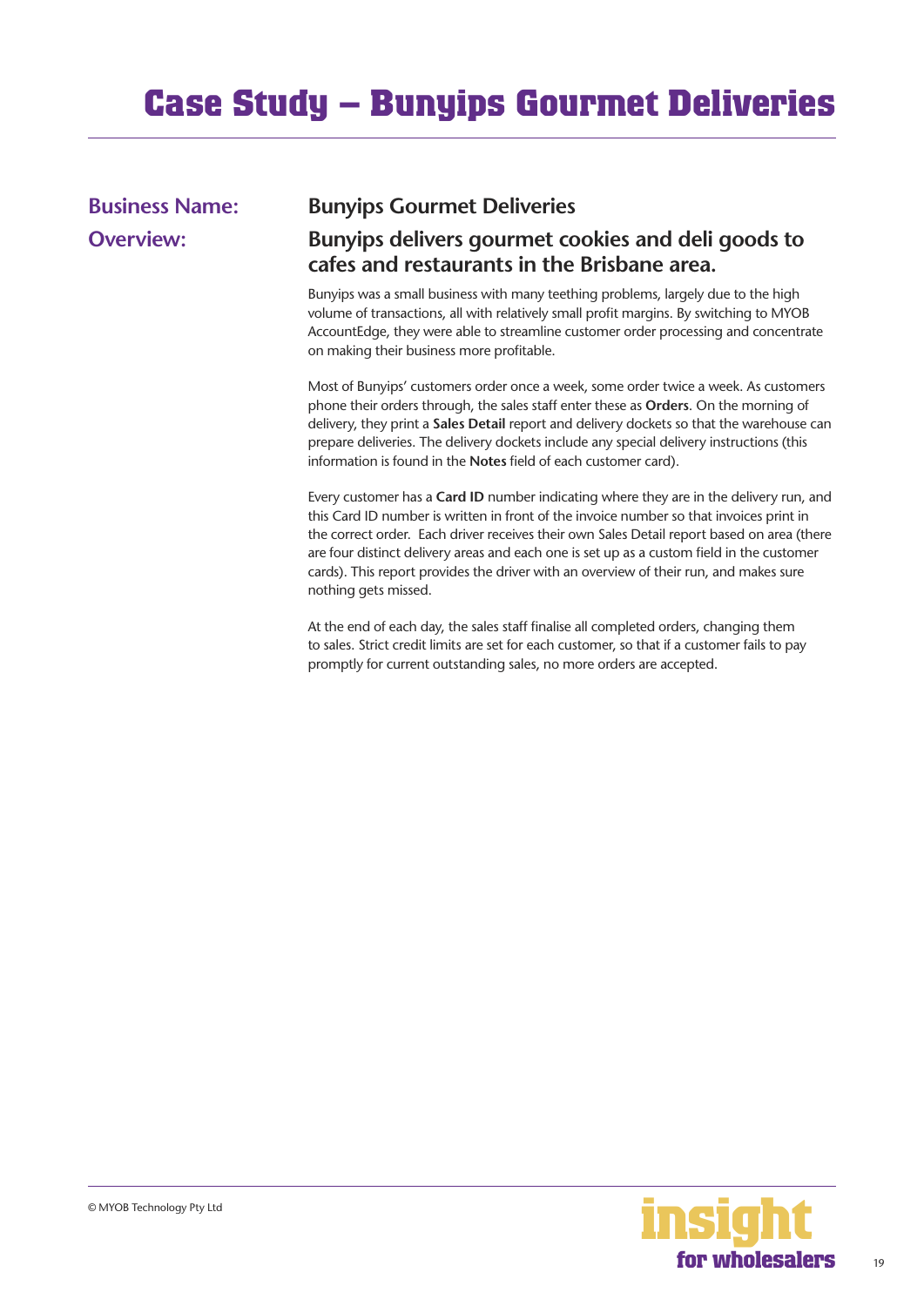# Case Study – Bunyips Gourmet Deliveries

**Business Name:** Bunyips Gourmet Deliveries

**Overview:**

## Bunyips delivers gourmet cookies and deli goods to cafes and restaurants in the Brisbane area.

Bunyips was a small business with many teething problems, largely due to the high volume of transactions, all with relatively small profit margins. By switching to MYOB AccountEdge, they were able to streamline customer order processing and concentrate on making their business more profitable.

Most of Bunyips' customers order once a week, some order twice a week. As customers phone their orders through, the sales staff enter these as **Orders**. On the morning of delivery, they print a **Sales Detail** report and delivery dockets so that the warehouse can prepare deliveries. The delivery dockets include any special delivery instructions (this information is found in the **Notes** field of each customer card).

Every customer has a **Card ID** number indicating where they are in the delivery run, and this Card ID number is written in front of the invoice number so that invoices print in the correct order. Each driver receives their own Sales Detail report based on area (there are four distinct delivery areas and each one is set up as a custom field in the customer cards). This report provides the driver with an overview of their run, and makes sure nothing gets missed.

At the end of each day, the sales staff finalise all completed orders, changing them to sales. Strict credit limits are set for each customer, so that if a customer fails to pay promptly for current outstanding sales, no more orders are accepted.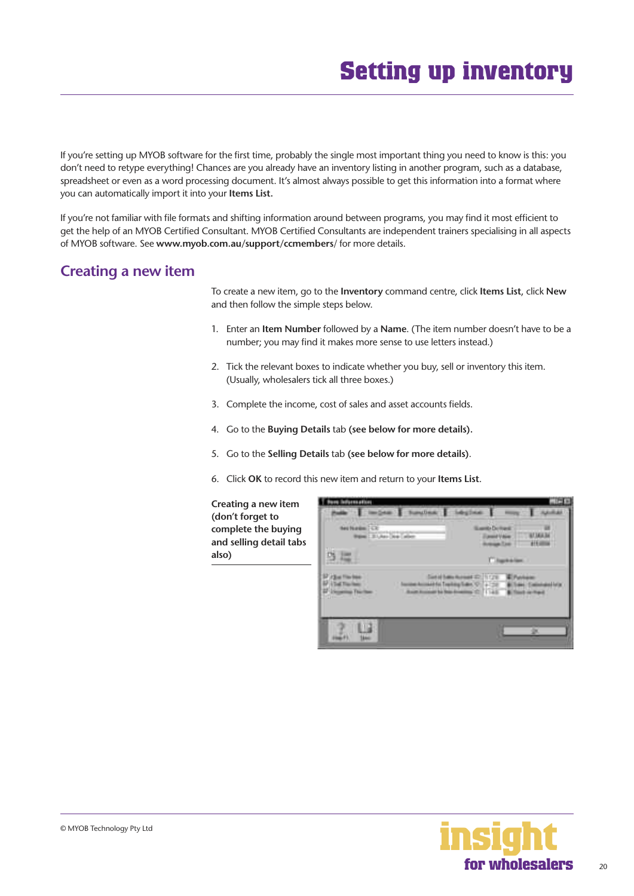# Setting up inventory

If you're setting up MYOB software for the first time, probably the single most important thing you need to know is this: you don't need to retype everything! Chances are you already have an inventory listing in another program, such as a database, spreadsheet or even as a word processing document. It's almost always possible to get this information into a format where you can automatically import it into your **Items List.**

If you're not familiar with file formats and shifting information around between programs, you may find it most efficient to get the help of an MYOB Certified Consultant. MYOB Certified Consultants are independent trainers specialising in all aspects of MYOB software. See **www.myob.com.au/support/ccmembers/** for more details.

## Creating a new item

To create a new item, go to the **Inventory** command centre, click **Items List**, click **New** and then follow the simple steps below.

1. Enter an **Item Number** followed by a **Name**. (The item number doesn't have to be a number; you may find it makes more sense to use letters instead.)
2. Tick the relevant boxes to indicate whether you buy, sell or inventory this item. (Usually, wholesalers tick all three boxes.)
3. Complete the income, cost of sales and asset accounts fields.
4. Go to the **Buying Details** tab **(see below for more details).**
5. Go to the **Selling Details** tab **(see below for more details)**.
6. Click **OK** to record this new item and return to your **Items List**.

**Creating a new item (don't forget to complete the buying and selling detail tabs also)**

© MYOB Technology Pty Ltd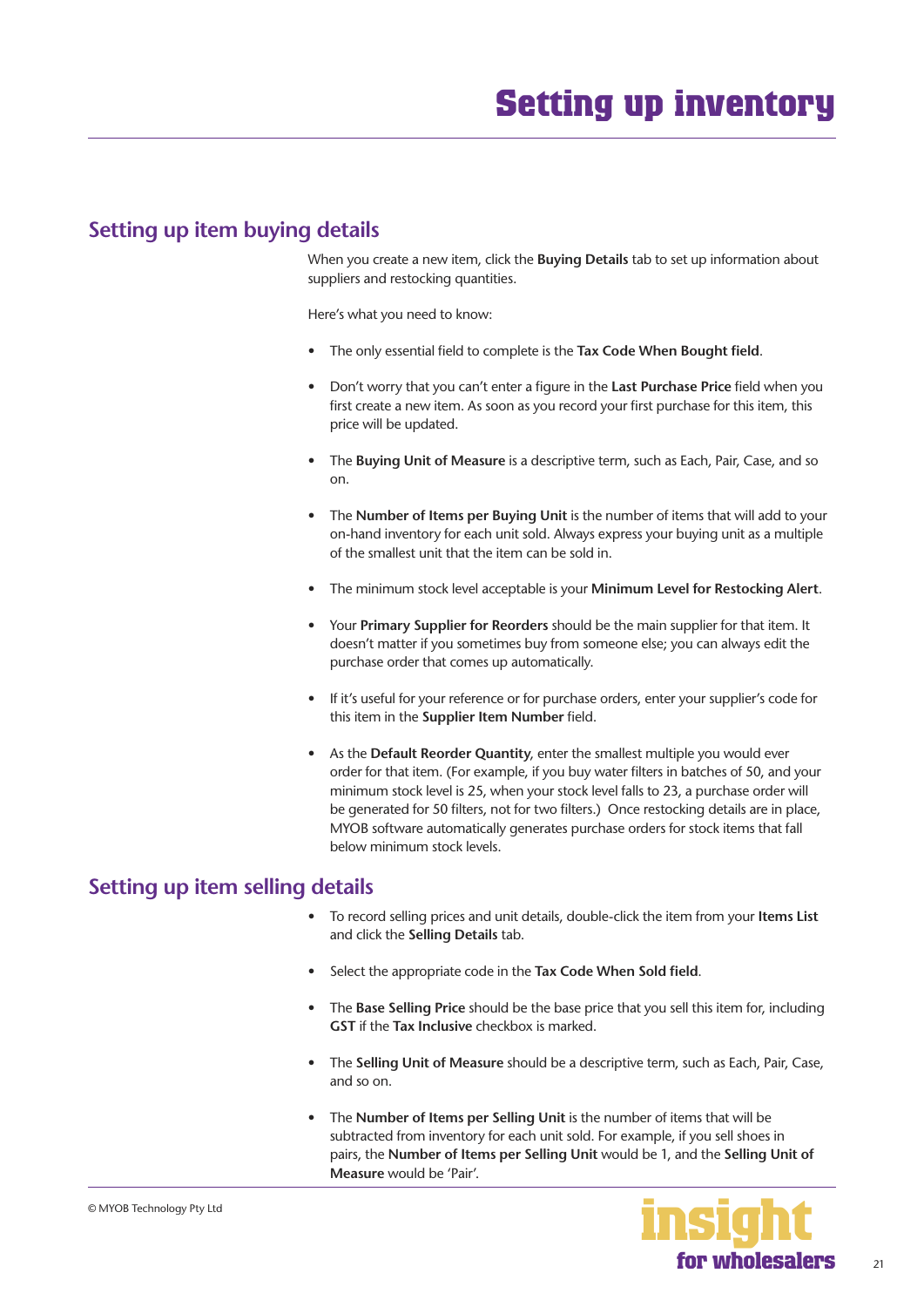# Setting up inventory

## Setting up item buying details

When you create a new item, click the **Buying Details** tab to set up information about suppliers and restocking quantities.

Here's what you need to know:

- The only essential field to complete is the **Tax Code When Bought field**.
- Don't worry that you can't enter a figure in the **Last Purchase Price** field when you first create a new item. As soon as you record your first purchase for this item, this price will be updated.
- The **Buying Unit of Measure** is a descriptive term, such as Each, Pair, Case, and so on.
- The **Number of Items per Buying Unit** is the number of items that will add to your on-hand inventory for each unit sold. Always express your buying unit as a multiple of the smallest unit that the item can be sold in.
- The minimum stock level acceptable is your **Minimum Level for Restocking Alert**.
- Your **Primary Supplier for Reorders** should be the main supplier for that item. It doesn't matter if you sometimes buy from someone else; you can always edit the purchase order that comes up automatically.
- If it's useful for your reference or for purchase orders, enter your supplier's code for this item in the **Supplier Item Number** field.
- As the **Default Reorder Quantity**, enter the smallest multiple you would ever order for that item. (For example, if you buy water filters in batches of 50, and your minimum stock level is 25, when your stock level falls to 23, a purchase order will be generated for 50 filters, not for two filters.) Once restocking details are in place, MYOB software automatically generates purchase orders for stock items that fall below minimum stock levels.

## Setting up item selling details

- To record selling prices and unit details, double-click the item from your **Items List** and click the **Selling Details** tab.
- Select the appropriate code in the **Tax Code When Sold field**.
- The **Base Selling Price** should be the base price that you sell this item for, including **GST** if the **Tax Inclusive** checkbox is marked.
- The **Selling Unit of Measure** should be a descriptive term, such as Each, Pair, Case, and so on.
- The **Number of Items per Selling Unit** is the number of items that will be subtracted from inventory for each unit sold. For example, if you sell shoes in pairs, the **Number of Items per Selling Unit** would be 1, and the **Selling Unit of Measure** would be 'Pair'.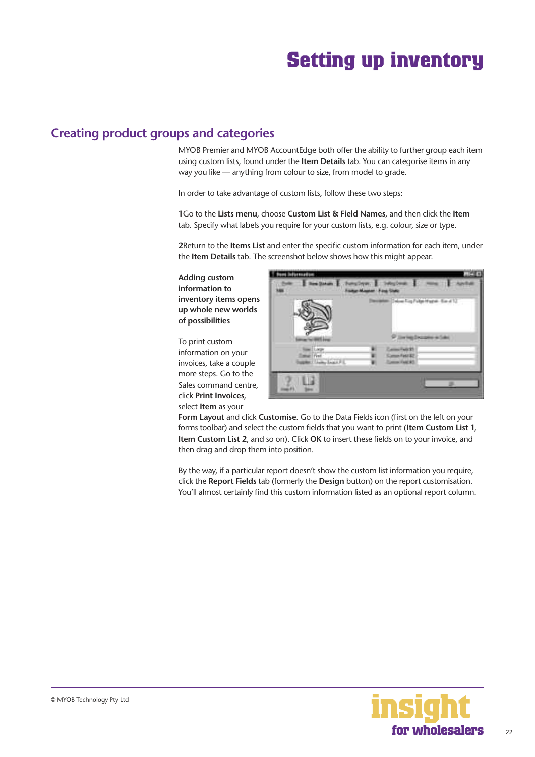# Setting up inventory

## Creating product groups and categories

MYOB Premier and MYOB AccountEdge both offer the ability to further group each item using custom lists, found under the **Item Details** tab. You can categorise items in any way you like — anything from colour to size, from model to grade.

In order to take advantage of custom lists, follow these two steps:

**1**Go to the **Lists menu**, choose **Custom List & Field Names**, and then click the **Item** tab. Specify what labels you require for your custom lists, e.g. colour, size or type.

**2**Return to the **Items List** and enter the specific custom information for each item, under the **Item Details** tab. The screenshot below shows how this might appear.

**Adding custom information to inventory items opens up whole new worlds of possibilities**

To print custom information on your invoices, take a couple more steps. Go to the Sales command centre, click **Print Invoices**, select **Item** as your **Form Layout** and click **Customise**. Go to the Data Fields icon (first on the left on your forms toolbar) and select the custom fields that you want to print (**Item Custom List 1**, **Item Custom List 2**, and so on). Click **OK** to insert these fields on to your invoice, and then drag and drop them into position.

By the way, if a particular report doesn't show the custom list information you require, click the **Report Fields** tab (formerly the **Design** button) on the report customisation. You'll almost certainly find this custom information listed as an optional report column.

© MYOB Technology Pty Ltd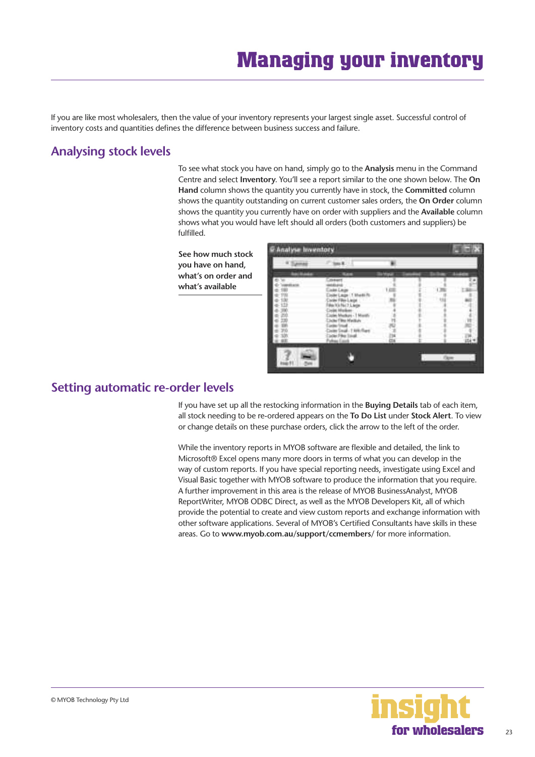# Managing your inventory

If you are like most wholesalers, then the value of your inventory represents your largest single asset. Successful control of inventory costs and quantities defines the difference between business success and failure.

## Analysing stock levels

To see what stock you have on hand, simply go to the **Analysis** menu in the Command Centre and select **Inventory**. You'll see a report similar to the one shown below. The **On Hand** column shows the quantity you currently have in stock, the **Committed** column shows the quantity outstanding on current customer sales orders, the **On Order** column shows the quantity you currently have on order with suppliers and the **Available** column shows what you would have left should all orders (both customers and suppliers) be fulfilled.

**See how much stock you have on hand, what's on order and what's available**

## Setting automatic re-order levels

If you have set up all the restocking information in the **Buying Details** tab of each item, all stock needing to be re-ordered appears on the **To Do List** under **Stock Alert**. To view or change details on these purchase orders, click the arrow to the left of the order.

While the inventory reports in MYOB software are flexible and detailed, the link to Microsoft® Excel opens many more doors in terms of what you can develop in the way of custom reports. If you have special reporting needs, investigate using Excel and Visual Basic together with MYOB software to produce the information that you require. A further improvement in this area is the release of MYOB BusinessAnalyst, MYOB ReportWriter, MYOB ODBC Direct, as well as the MYOB Developers Kit, all of which provide the potential to create and view custom reports and exchange information with other software applications. Several of MYOB's Certified Consultants have skills in these areas. Go to **www.myob.com.au/support/ccmembers/** for more information.

© MYOB Technology Pty Ltd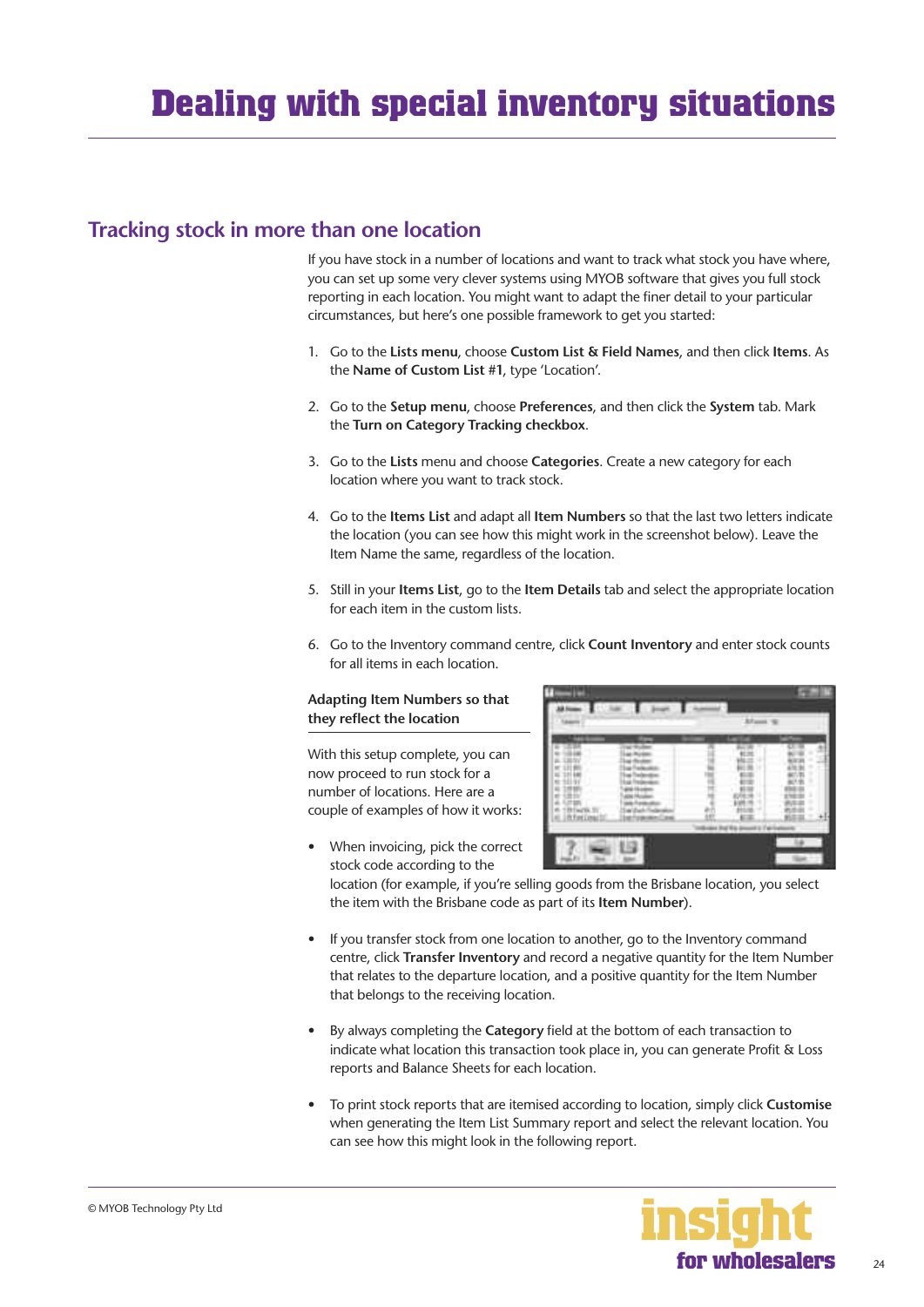# Dealing with special inventory situations

## Tracking stock in more than one location

If you have stock in a number of locations and want to track what stock you have where, you can set up some very clever systems using MYOB software that gives you full stock reporting in each location. You might want to adapt the finer detail to your particular circumstances, but here's one possible framework to get you started:

1. Go to the **Lists menu**, choose **Custom List & Field Names**, and then click **Items**. As the **Name of Custom List #1**, type 'Location'.
2. Go to the **Setup menu**, choose **Preferences**, and then click the **System** tab. Mark the **Turn on Category Tracking checkbox**.
3. Go to the **Lists** menu and choose **Categories**. Create a new category for each location where you want to track stock.
4. Go to the **Items List** and adapt all **Item Numbers** so that the last two letters indicate the location (you can see how this might work in the screenshot below). Leave the Item Name the same, regardless of the location.
5. Still in your **Items List**, go to the **Item Details** tab and select the appropriate location for each item in the custom lists.
6. Go to the Inventory command centre, click **Count Inventory** and enter stock counts for all items in each location.

**Adapting Item Numbers so that they reflect the location**

With this setup complete, you can now proceed to run stock for a number of locations. Here are a couple of examples of how it works:

- When invoicing, pick the correct stock code according to the location (for example, if you're selling goods from the Brisbane location, you select the item with the Brisbane code as part of its **Item Number**).
- If you transfer stock from one location to another, go to the Inventory command centre, click **Transfer Inventory** and record a negative quantity for the Item Number that relates to the departure location, and a positive quantity for the Item Number that belongs to the receiving location.
- By always completing the **Category** field at the bottom of each transaction to indicate what location this transaction took place in, you can generate Profit & Loss reports and Balance Sheets for each location.
- To print stock reports that are itemised according to location, simply click **Customise** when generating the Item List Summary report and select the relevant location. You can see how this might look in the following report.

© MYOB Technology Pty Ltd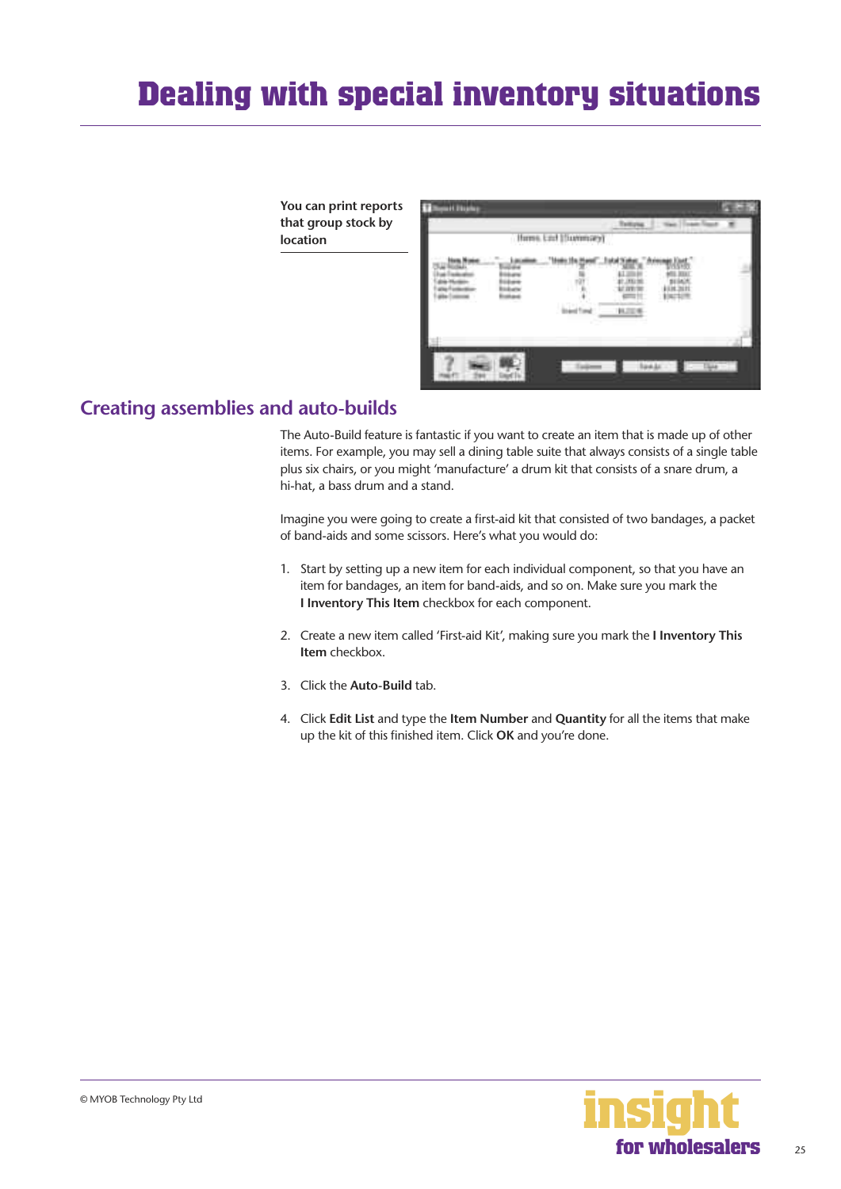# Dealing with special inventory situations

**You can print reports that group stock by location**

## Creating assemblies and auto-builds

The Auto-Build feature is fantastic if you want to create an item that is made up of other items. For example, you may sell a dining table suite that always consists of a single table plus six chairs, or you might 'manufacture' a drum kit that consists of a snare drum, a hi-hat, a bass drum and a stand.

Imagine you were going to create a first-aid kit that consisted of two bandages, a packet of band-aids and some scissors. Here's what you would do:

1. Start by setting up a new item for each individual component, so that you have an item for bandages, an item for band-aids, and so on. Make sure you mark the **I Inventory This Item** checkbox for each component.
2. Create a new item called 'First-aid Kit', making sure you mark the **I Inventory This Item** checkbox.
3. Click the **Auto-Build** tab.
4. Click **Edit List** and type the **Item Number** and **Quantity** for all the items that make up the kit of this finished item. Click **OK** and you're done.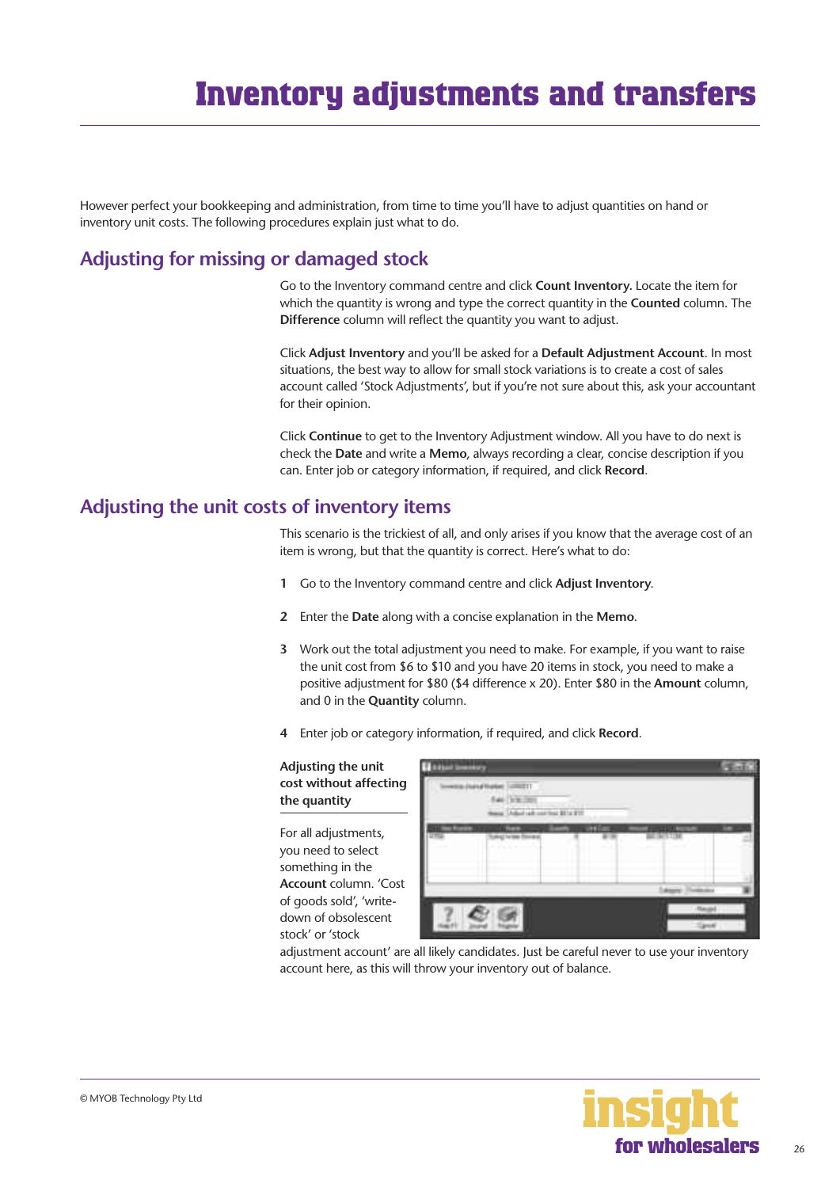# Inventory adjustments and transfers

However perfect your bookkeeping and administration, from time to time you'll have to adjust quantities on hand or inventory unit costs. The following procedures explain just what to do.

## Adjusting for missing or damaged stock

Go to the Inventory command centre and click **Count Inventory.** Locate the item for which the quantity is wrong and type the correct quantity in the **Counted** column. The **Difference** column will reflect the quantity you want to adjust.

Click **Adjust Inventory** and you'll be asked for a **Default Adjustment Account**. In most situations, the best way to allow for small stock variations is to create a cost of sales account called 'Stock Adjustments', but if you're not sure about this, ask your accountant for their opinion.

Click **Continue** to get to the Inventory Adjustment window. All you have to do next is check the **Date** and write a **Memo**, always recording a clear, concise description if you can. Enter job or category information, if required, and click **Record**.

## Adjusting the unit costs of inventory items

This scenario is the trickiest of all, and only arises if you know that the average cost of an item is wrong, but that the quantity is correct. Here's what to do:

1. Go to the Inventory command centre and click **Adjust Inventory**.
2. Enter the **Date** along with a concise explanation in the **Memo**.
3. Work out the total adjustment you need to make. For example, if you want to raise the unit cost from $6 to $10 and you have 20 items in stock, you need to make a positive adjustment for $80 ($4 difference x 20). Enter $80 in the **Amount** column, and 0 in the **Quantity** column.
4. Enter job or category information, if required, and click **Record**.

**Adjusting the unit cost without affecting the quantity**

For all adjustments, you need to select something in the **Account** column. 'Cost of goods sold', 'write-down of obsolescent stock' or 'stock adjustment account' are all likely candidates. Just be careful never to use your inventory account here, as this will throw your inventory out of balance.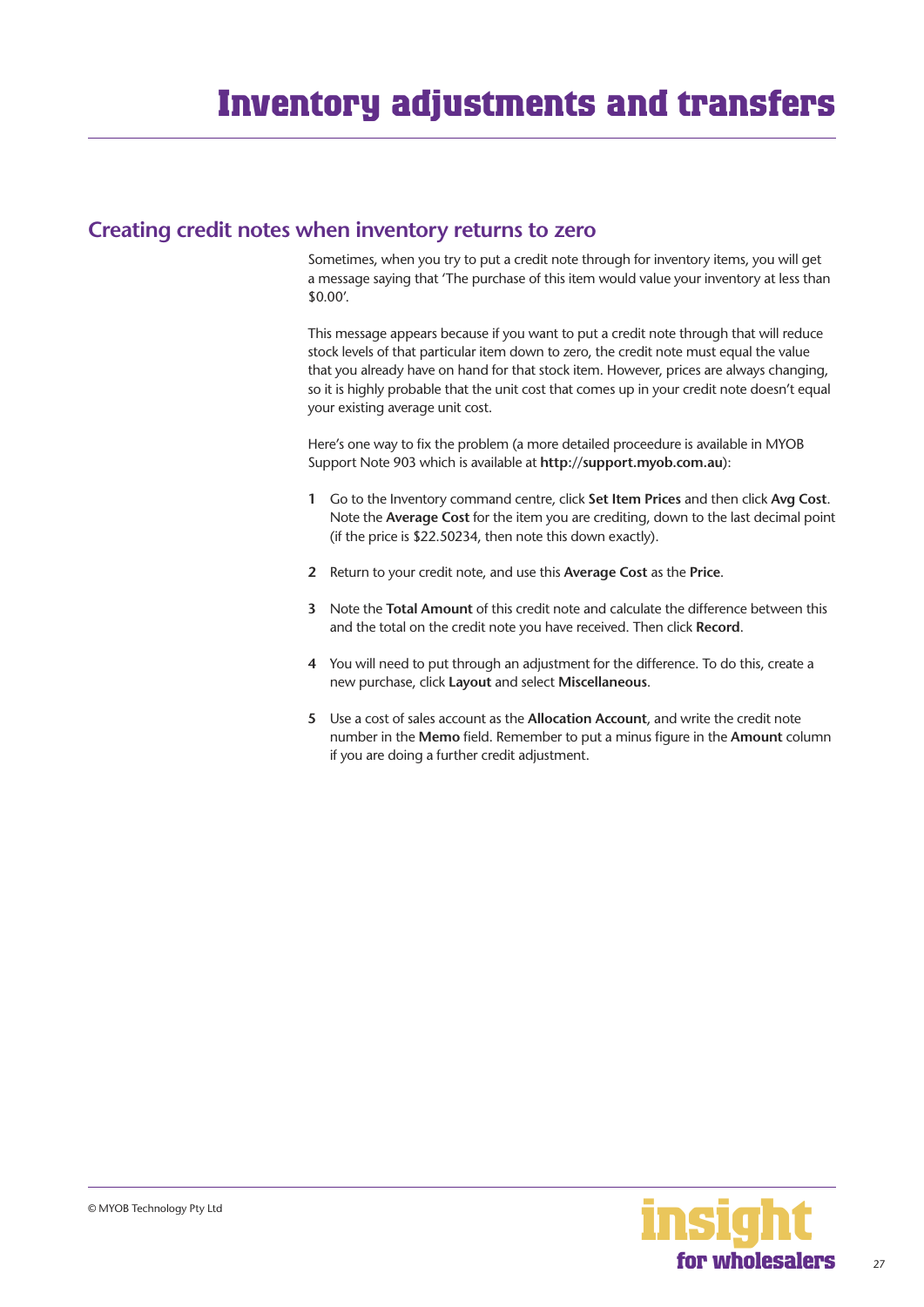# Inventory adjustments and transfers

## Creating credit notes when inventory returns to zero

Sometimes, when you try to put a credit note through for inventory items, you will get a message saying that 'The purchase of this item would value your inventory at less than $0.00'.

This message appears because if you want to put a credit note through that will reduce stock levels of that particular item down to zero, the credit note must equal the value that you already have on hand for that stock item. However, prices are always changing, so it is highly probable that the unit cost that comes up in your credit note doesn't equal your existing average unit cost.

Here's one way to fix the problem (a more detailed proceedure is available in MYOB Support Note 903 which is available at **http://support.myob.com.au**):

1. Go to the Inventory command centre, click **Set Item Prices** and then click **Avg Cost**. Note the **Average Cost** for the item you are crediting, down to the last decimal point (if the price is $22.50234, then note this down exactly).
2. Return to your credit note, and use this **Average Cost** as the **Price**.
3. Note the **Total Amount** of this credit note and calculate the difference between this and the total on the credit note you have received. Then click **Record**.
4. You will need to put through an adjustment for the difference. To do this, create a new purchase, click **Layout** and select **Miscellaneous**.
5. Use a cost of sales account as the **Allocation Account**, and write the credit note number in the **Memo** field. Remember to put a minus figure in the **Amount** column if you are doing a further credit adjustment.

© MYOB Technology Pty Ltd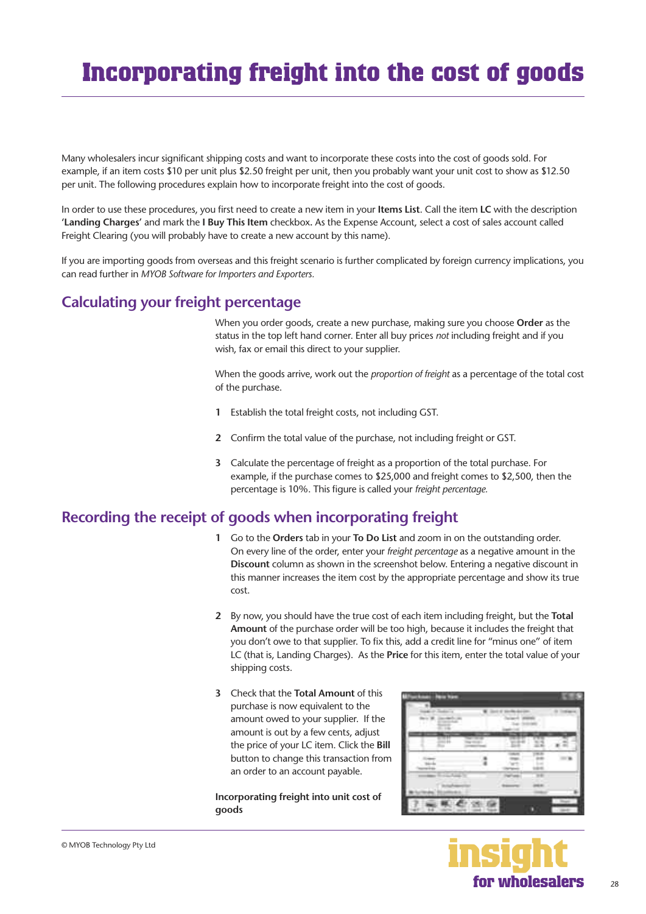# Incorporating freight into the cost of goods

Many wholesalers incur significant shipping costs and want to incorporate these costs into the cost of goods sold. For example, if an item costs $10 per unit plus $2.50 freight per unit, then you probably want your unit cost to show as $12.50 per unit. The following procedures explain how to incorporate freight into the cost of goods.

In order to use these procedures, you first need to create a new item in your **Items List**. Call the item **LC** with the description '**Landing Charges**' and mark the **I Buy This Item** checkbox. As the Expense Account, select a cost of sales account called Freight Clearing (you will probably have to create a new account by this name).

If you are importing goods from overseas and this freight scenario is further complicated by foreign currency implications, you can read further in *MYOB Software for Importers and Exporters.*

## Calculating your freight percentage

When you order goods, create a new purchase, making sure you choose **Order** as the status in the top left hand corner. Enter all buy prices *not* including freight and if you wish, fax or email this direct to your supplier.

When the goods arrive, work out the *proportion of freight* as a percentage of the total cost of the purchase.

1. Establish the total freight costs, not including GST.
2. Confirm the total value of the purchase, not including freight or GST.
3. Calculate the percentage of freight as a proportion of the total purchase. For example, if the purchase comes to $25,000 and freight comes to $2,500, then the percentage is 10%. This figure is called your *freight percentage.*

## Recording the receipt of goods when incorporating freight

1. Go to the **Orders** tab in your **To Do List** and zoom in on the outstanding order. On every line of the order, enter your *freight percentage* as a negative amount in the **Discount** column as shown in the screenshot below. Entering a negative discount in this manner increases the item cost by the appropriate percentage and show its true cost.
2. By now, you should have the true cost of each item including freight, but the **Total Amount** of the purchase order will be too high, because it includes the freight that you don't owe to that supplier. To fix this, add a credit line for "minus one" of item LC (that is, Landing Charges). As the **Price** for this item, enter the total value of your shipping costs.
3. Check that the **Total Amount** of this purchase is now equivalent to the amount owed to your supplier. If the amount is out by a few cents, adjust the price of your LC item. Click the **Bill** button to change this transaction from an order to an account payable.

**Incorporating freight into unit cost of goods**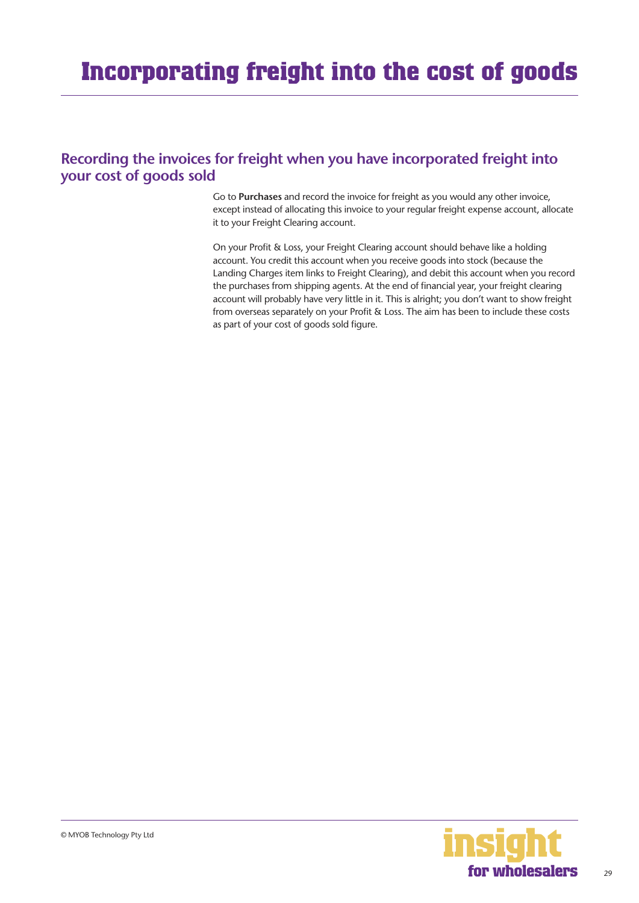# Incorporating freight into the cost of goods

## Recording the invoices for freight when you have incorporated freight into your cost of goods sold

Go to **Purchases** and record the invoice for freight as you would any other invoice, except instead of allocating this invoice to your regular freight expense account, allocate it to your Freight Clearing account.

On your Profit & Loss, your Freight Clearing account should behave like a holding account. You credit this account when you receive goods into stock (because the Landing Charges item links to Freight Clearing), and debit this account when you record the purchases from shipping agents. At the end of financial year, your freight clearing account will probably have very little in it. This is alright; you don't want to show freight from overseas separately on your Profit & Loss. The aim has been to include these costs as part of your cost of goods sold figure.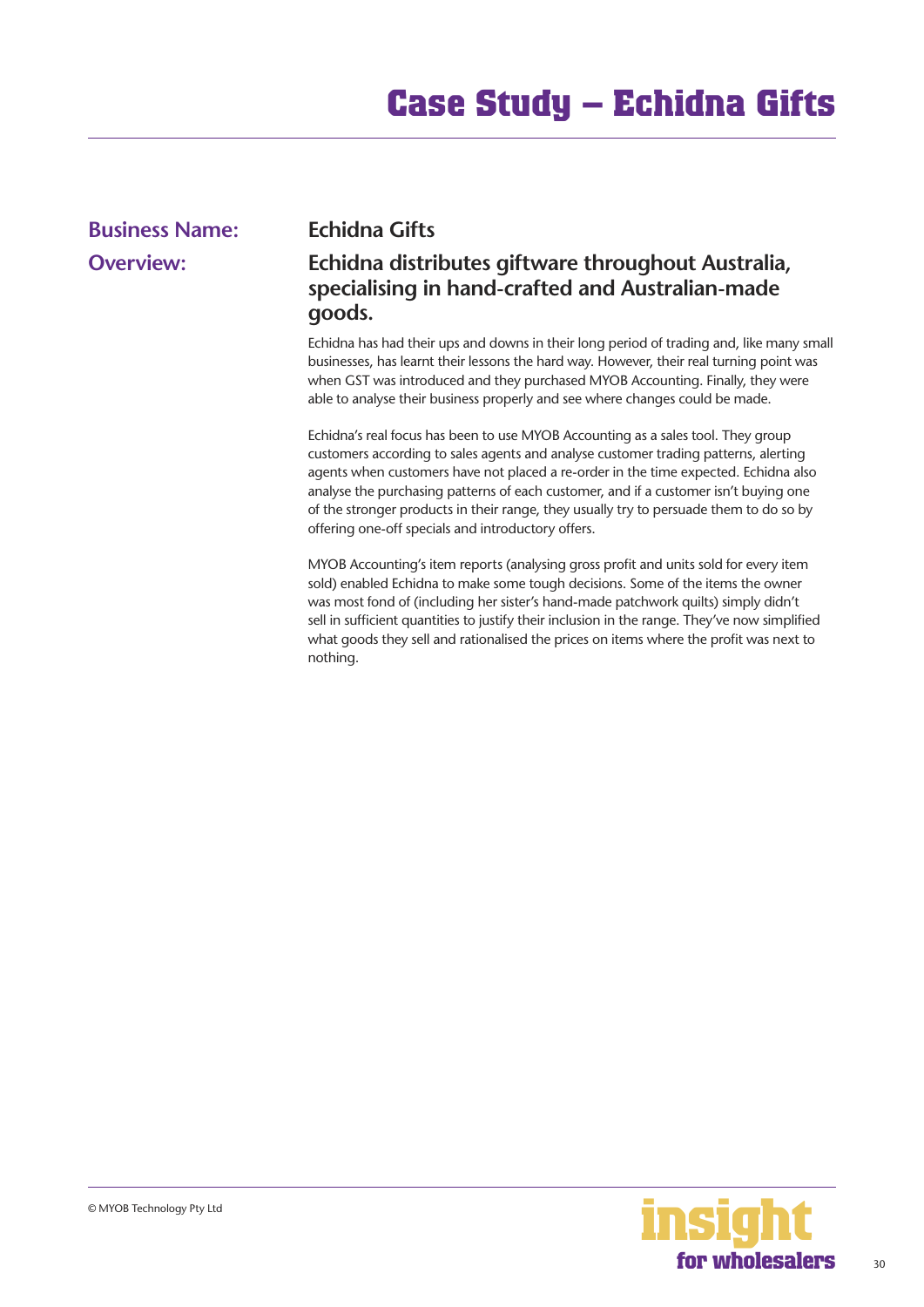# Case Study – Echidna Gifts

**Business Name:** Echidna Gifts

**Overview:**

## Echidna distributes giftware throughout Australia, specialising in hand-crafted and Australian-made goods.

Echidna has had their ups and downs in their long period of trading and, like many small businesses, has learnt their lessons the hard way. However, their real turning point was when GST was introduced and they purchased MYOB Accounting. Finally, they were able to analyse their business properly and see where changes could be made.

Echidna's real focus has been to use MYOB Accounting as a sales tool. They group customers according to sales agents and analyse customer trading patterns, alerting agents when customers have not placed a re-order in the time expected. Echidna also analyse the purchasing patterns of each customer, and if a customer isn't buying one of the stronger products in their range, they usually try to persuade them to do so by offering one-off specials and introductory offers.

MYOB Accounting's item reports (analysing gross profit and units sold for every item sold) enabled Echidna to make some tough decisions. Some of the items the owner was most fond of (including her sister's hand-made patchwork quilts) simply didn't sell in sufficient quantities to justify their inclusion in the range. They've now simplified what goods they sell and rationalised the prices on items where the profit was next to nothing.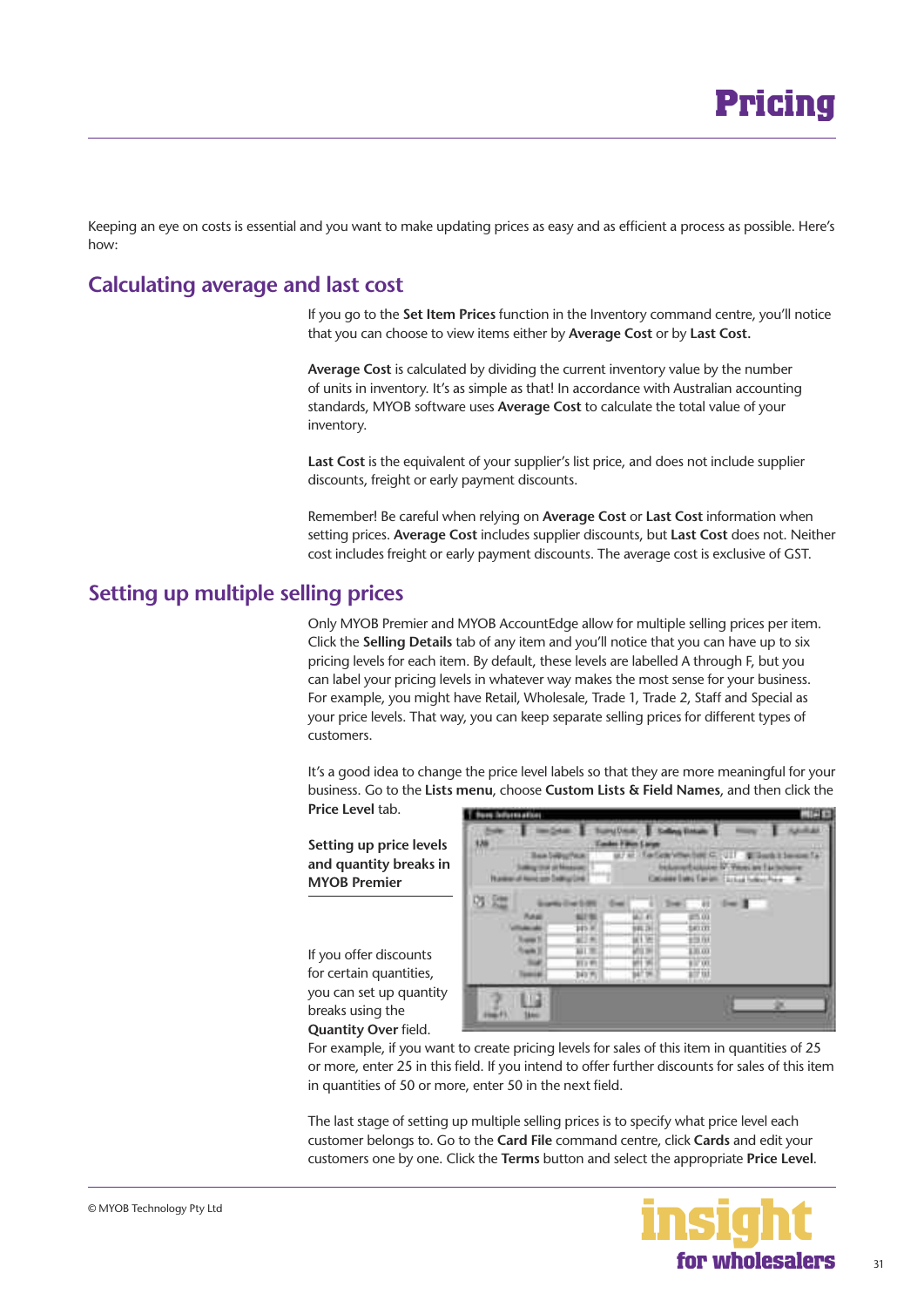# Pricing

Keeping an eye on costs is essential and you want to make updating prices as easy and as efficient a process as possible. Here's how:

## Calculating average and last cost

If you go to the **Set Item Prices** function in the Inventory command centre, you'll notice that you can choose to view items either by **Average Cost** or by **Last Cost.**

**Average Cost** is calculated by dividing the current inventory value by the number of units in inventory. It's as simple as that! In accordance with Australian accounting standards, MYOB software uses **Average Cost** to calculate the total value of your inventory.

**Last Cost** is the equivalent of your supplier's list price, and does not include supplier discounts, freight or early payment discounts.

Remember! Be careful when relying on **Average Cost** or **Last Cost** information when setting prices. **Average Cost** includes supplier discounts, but **Last Cost** does not. Neither cost includes freight or early payment discounts. The average cost is exclusive of GST.

## Setting up multiple selling prices

Only MYOB Premier and MYOB AccountEdge allow for multiple selling prices per item. Click the **Selling Details** tab of any item and you'll notice that you can have up to six pricing levels for each item. By default, these levels are labelled A through F, but you can label your pricing levels in whatever way makes the most sense for your business. For example, you might have Retail, Wholesale, Trade 1, Trade 2, Staff and Special as your price levels. That way, you can keep separate selling prices for different types of customers.

It's a good idea to change the price level labels so that they are more meaningful for your business. Go to the **Lists menu**, choose **Custom Lists & Field Names**, and then click the **Price Level** tab.

**Setting up price levels and quantity breaks in MYOB Premier**

If you offer discounts for certain quantities, you can set up quantity breaks using the **Quantity Over** field. For example, if you want to create pricing levels for sales of this item in quantities of 25 or more, enter 25 in this field. If you intend to offer further discounts for sales of this item in quantities of 50 or more, enter 50 in the next field.

The last stage of setting up multiple selling prices is to specify what price level each customer belongs to. Go to the **Card File** command centre, click **Cards** and edit your customers one by one. Click the **Terms** button and select the appropriate **Price Level**.

© MYOB Technology Pty Ltd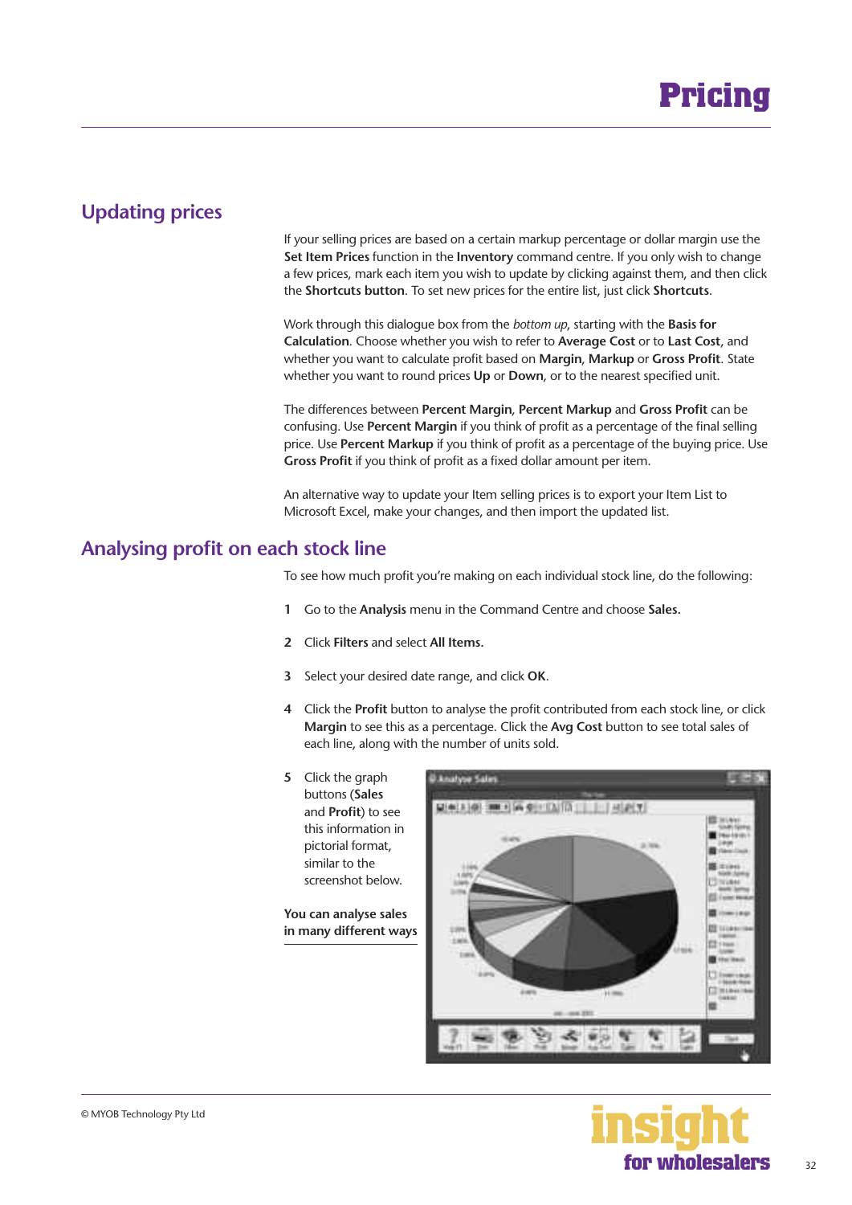# Pricing

## Updating prices

If your selling prices are based on a certain markup percentage or dollar margin use the **Set Item Prices** function in the **Inventory** command centre. If you only wish to change a few prices, mark each item you wish to update by clicking against them, and then click the **Shortcuts button**. To set new prices for the entire list, just click **Shortcuts**.

Work through this dialogue box from the *bottom up*, starting with the **Basis for Calculation**. Choose whether you wish to refer to **Average Cost** or to **Last Cost**, and whether you want to calculate profit based on **Margin**, **Markup** or **Gross Profit**. State whether you want to round prices **Up** or **Down**, or to the nearest specified unit.

The differences between **Percent Margin**, **Percent Markup** and **Gross Profit** can be confusing. Use **Percent Margin** if you think of profit as a percentage of the final selling price. Use **Percent Markup** if you think of profit as a percentage of the buying price. Use **Gross Profit** if you think of profit as a fixed dollar amount per item.

An alternative way to update your Item selling prices is to export your Item List to Microsoft Excel, make your changes, and then import the updated list.

## Analysing profit on each stock line

To see how much profit you're making on each individual stock line, do the following:

1. Go to the **Analysis** menu in the Command Centre and choose **Sales.**
2. Click **Filters** and select **All Items.**
3. Select your desired date range, and click **OK**.
4. Click the **Profit** button to analyse the profit contributed from each stock line, or click **Margin** to see this as a percentage. Click the **Avg Cost** button to see total sales of each line, along with the number of units sold.
5. Click the graph buttons (**Sales** and **Profit**) to see this information in pictorial format, similar to the screenshot below.

**You can analyse sales in many different ways**

Analyse Sales

© MYOB Technology Pty Ltd

insight for wholesalers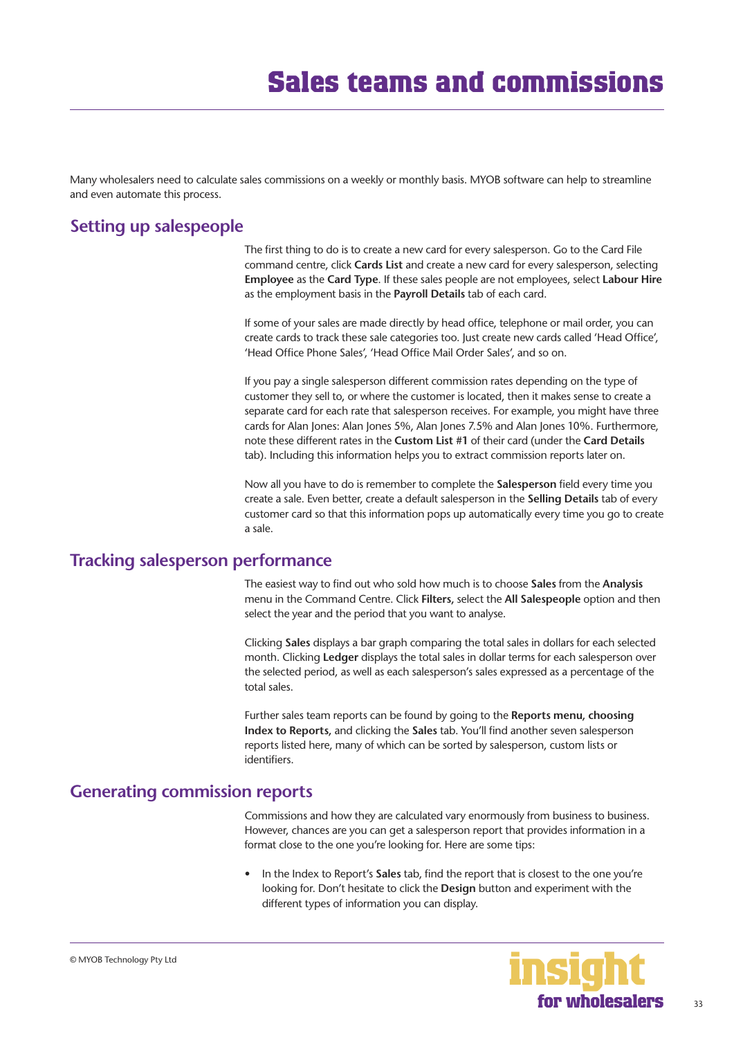# Sales teams and commissions

Many wholesalers need to calculate sales commissions on a weekly or monthly basis. MYOB software can help to streamline and even automate this process.

## Setting up salespeople

The first thing to do is to create a new card for every salesperson. Go to the Card File command centre, click **Cards List** and create a new card for every salesperson, selecting **Employee** as the **Card Type**. If these sales people are not employees, select **Labour Hire** as the employment basis in the **Payroll Details** tab of each card.

If some of your sales are made directly by head office, telephone or mail order, you can create cards to track these sale categories too. Just create new cards called 'Head Office', 'Head Office Phone Sales', 'Head Office Mail Order Sales', and so on.

If you pay a single salesperson different commission rates depending on the type of customer they sell to, or where the customer is located, then it makes sense to create a separate card for each rate that salesperson receives. For example, you might have three cards for Alan Jones: Alan Jones 5%, Alan Jones 7.5% and Alan Jones 10%. Furthermore, note these different rates in the **Custom List #1** of their card (under the **Card Details** tab). Including this information helps you to extract commission reports later on.

Now all you have to do is remember to complete the **Salesperson** field every time you create a sale. Even better, create a default salesperson in the **Selling Details** tab of every customer card so that this information pops up automatically every time you go to create a sale.

## Tracking salesperson performance

The easiest way to find out who sold how much is to choose **Sales** from the **Analysis** menu in the Command Centre. Click **Filters,** select the **All Salespeople** option and then select the year and the period that you want to analyse.

Clicking **Sales** displays a bar graph comparing the total sales in dollars for each selected month. Clicking **Ledger** displays the total sales in dollar terms for each salesperson over the selected period, as well as each salesperson's sales expressed as a percentage of the total sales.

Further sales team reports can be found by going to the **Reports menu, choosing Index to Reports,** and clicking the **Sales** tab. You'll find another seven salesperson reports listed here, many of which can be sorted by salesperson, custom lists or identifiers.

## Generating commission reports

Commissions and how they are calculated vary enormously from business to business. However, chances are you can get a salesperson report that provides information in a format close to the one you're looking for. Here are some tips:

- In the Index to Report's **Sales** tab, find the report that is closest to the one you're looking for. Don't hesitate to click the **Design** button and experiment with the different types of information you can display.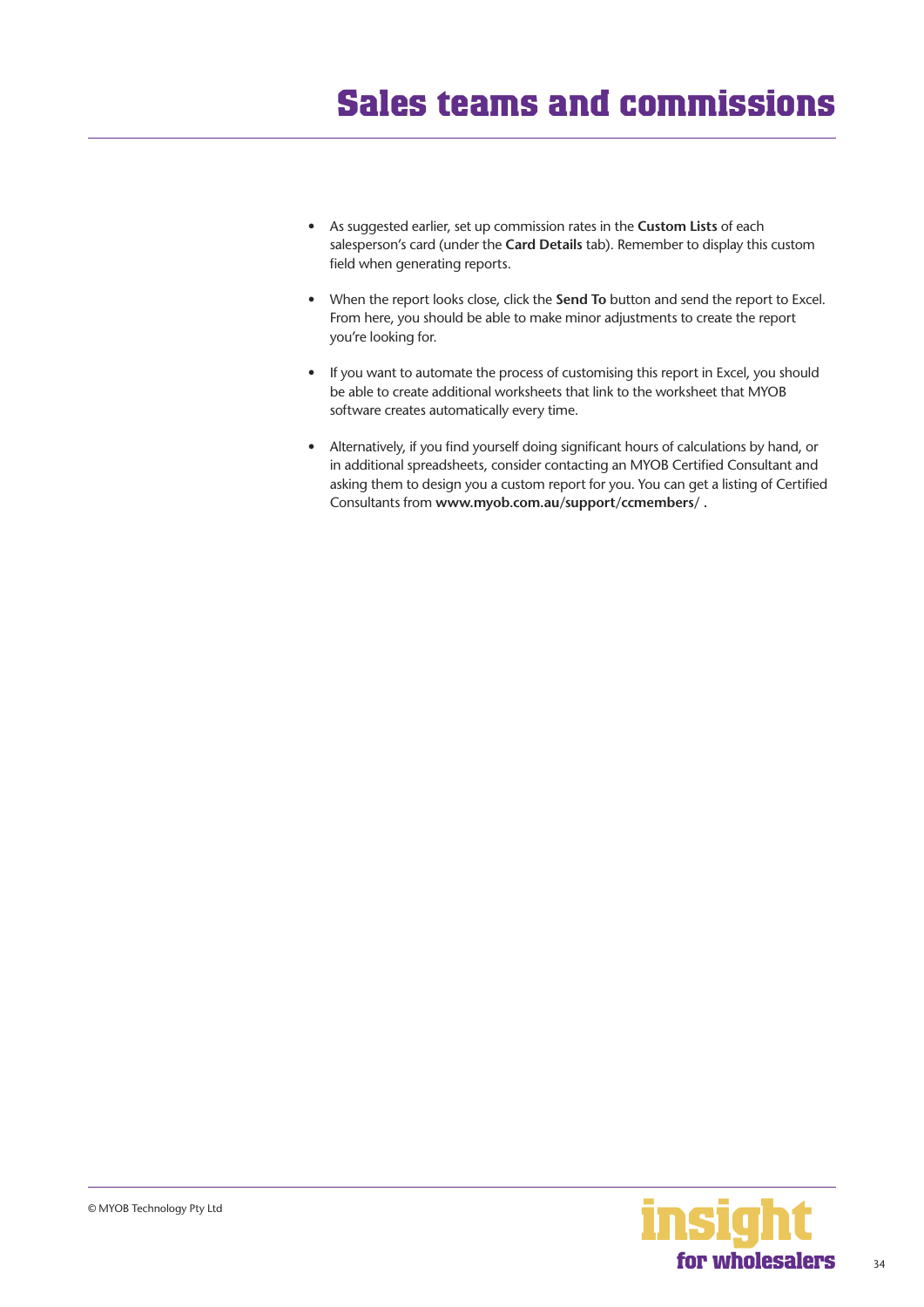- As suggested earlier, set up commission rates in the **Custom Lists** of each salesperson's card (under the **Card Details** tab). Remember to display this custom field when generating reports.

- When the report looks close, click the **Send To** button and send the report to Excel. From here, you should be able to make minor adjustments to create the report you're looking for.

- If you want to automate the process of customising this report in Excel, you should be able to create additional worksheets that link to the worksheet that MYOB software creates automatically every time.

- Alternatively, if you find yourself doing significant hours of calculations by hand, or in additional spreadsheets, consider contacting an MYOB Certified Consultant and asking them to design you a custom report for you. You can get a listing of Certified Consultants from **www.myob.com.au/support/ccmembers/** .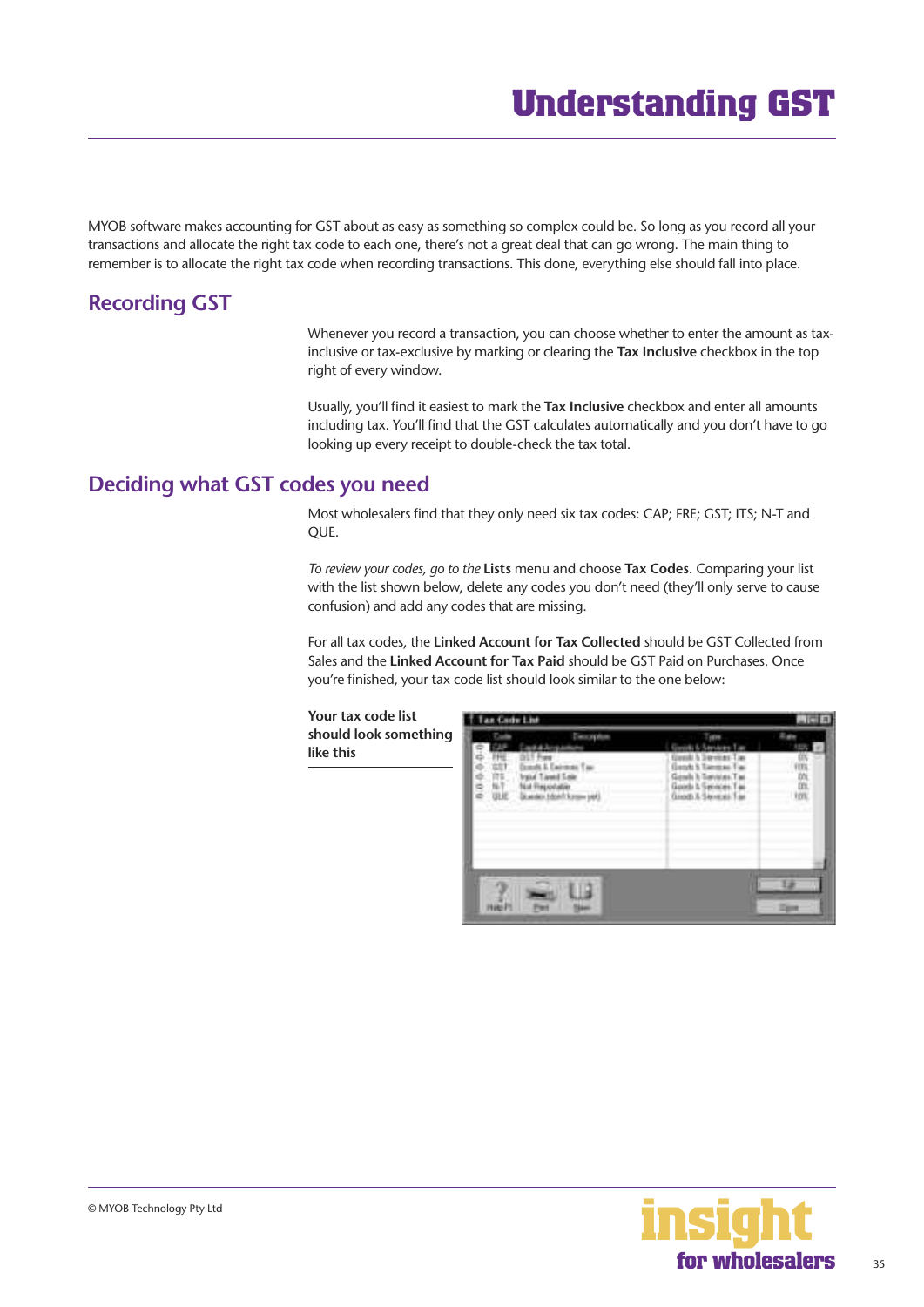# Understanding GST

MYOB software makes accounting for GST about as easy as something so complex could be. So long as you record all your transactions and allocate the right tax code to each one, there's not a great deal that can go wrong. The main thing to remember is to allocate the right tax code when recording transactions. This done, everything else should fall into place.

## Recording GST

Whenever you record a transaction, you can choose whether to enter the amount as tax-inclusive or tax-exclusive by marking or clearing the **Tax Inclusive** checkbox in the top right of every window.

Usually, you'll find it easiest to mark the **Tax Inclusive** checkbox and enter all amounts including tax. You'll find that the GST calculates automatically and you don't have to go looking up every receipt to double-check the tax total.

## Deciding what GST codes you need

Most wholesalers find that they only need six tax codes: CAP; FRE; GST; ITS; N-T and QUE.

*To review your codes, go to the* **Lists** menu and choose **Tax Codes**. Comparing your list with the list shown below, delete any codes you don't need (they'll only serve to cause confusion) and add any codes that are missing.

For all tax codes, the **Linked Account for Tax Collected** should be GST Collected from Sales and the **Linked Account for Tax Paid** should be GST Paid on Purchases. Once you're finished, your tax code list should look similar to the one below:

**Your tax code list should look something like this**

Tax Code List

| Code | Description | Type | Rate |
|---|---|---|---|
| CAP | Capital Acquisitions | Goods & Services Tax | 10% |
| FRE | GST Free | Goods & Services Tax | 0% |
| GST | Goods & Services Tax | Goods & Services Tax | 10% |
| ITS | Input Taxed Sale | Goods & Services Tax | 0% |
| N-T | Not Reportable | Goods & Services Tax | 0% |
| QUE | Queries (don't know yet) | Goods & Services Tax | 10% |

© MYOB Technology Pty Ltd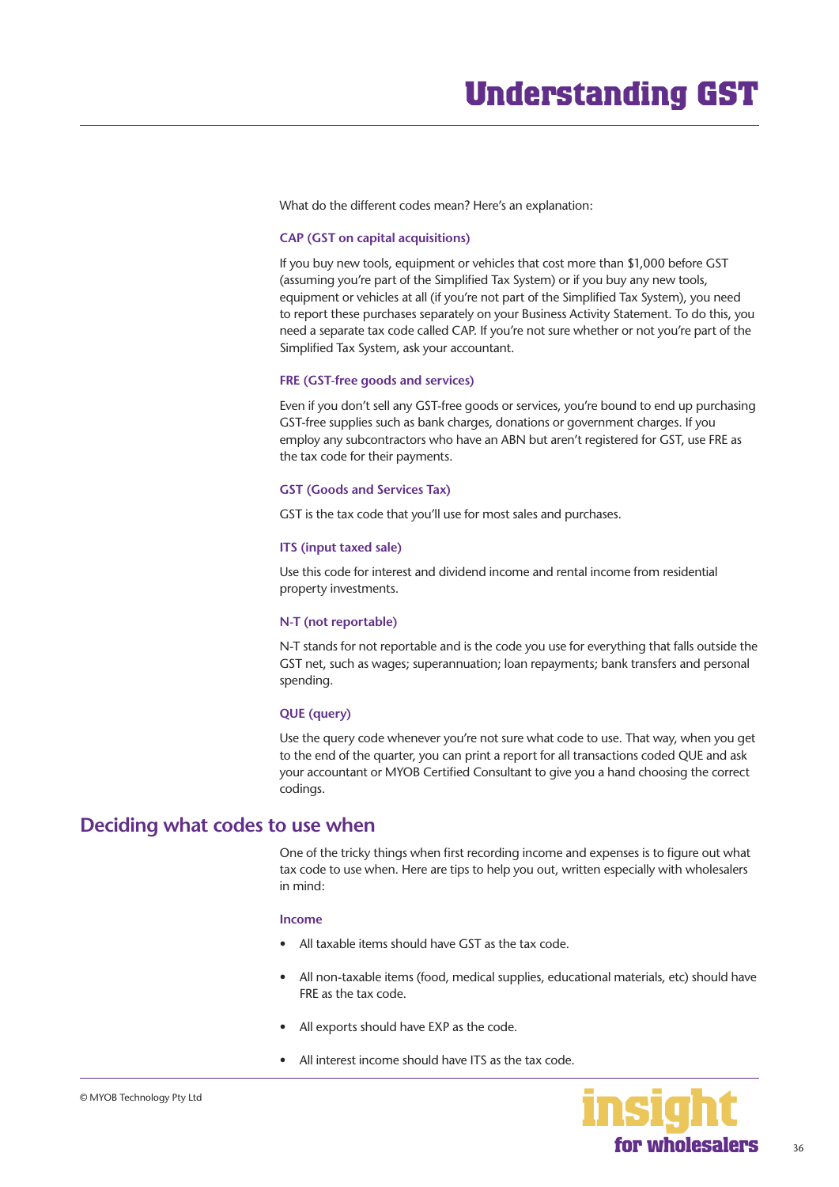# Understanding GST

What do the different codes mean? Here's an explanation:

### CAP (GST on capital acquisitions)

If you buy new tools, equipment or vehicles that cost more than $1,000 before GST (assuming you're part of the Simplified Tax System) or if you buy any new tools, equipment or vehicles at all (if you're not part of the Simplified Tax System), you need to report these purchases separately on your Business Activity Statement. To do this, you need a separate tax code called CAP. If you're not sure whether or not you're part of the Simplified Tax System, ask your accountant.

### FRE (GST-free goods and services)

Even if you don't sell any GST-free goods or services, you're bound to end up purchasing GST-free supplies such as bank charges, donations or government charges. If you employ any subcontractors who have an ABN but aren't registered for GST, use FRE as the tax code for their payments.

### GST (Goods and Services Tax)

GST is the tax code that you'll use for most sales and purchases.

### ITS (input taxed sale)

Use this code for interest and dividend income and rental income from residential property investments.

### N-T (not reportable)

N-T stands for not reportable and is the code you use for everything that falls outside the GST net, such as wages; superannuation; loan repayments; bank transfers and personal spending.

### QUE (query)

Use the query code whenever you're not sure what code to use. That way, when you get to the end of the quarter, you can print a report for all transactions coded QUE and ask your accountant or MYOB Certified Consultant to give you a hand choosing the correct codings.

## Deciding what codes to use when

One of the tricky things when first recording income and expenses is to figure out what tax code to use when. Here are tips to help you out, written especially with wholesalers in mind:

### Income

- All taxable items should have GST as the tax code.
- All non-taxable items (food, medical supplies, educational materials, etc) should have FRE as the tax code.
- All exports should have EXP as the code.
- All interest income should have ITS as the tax code.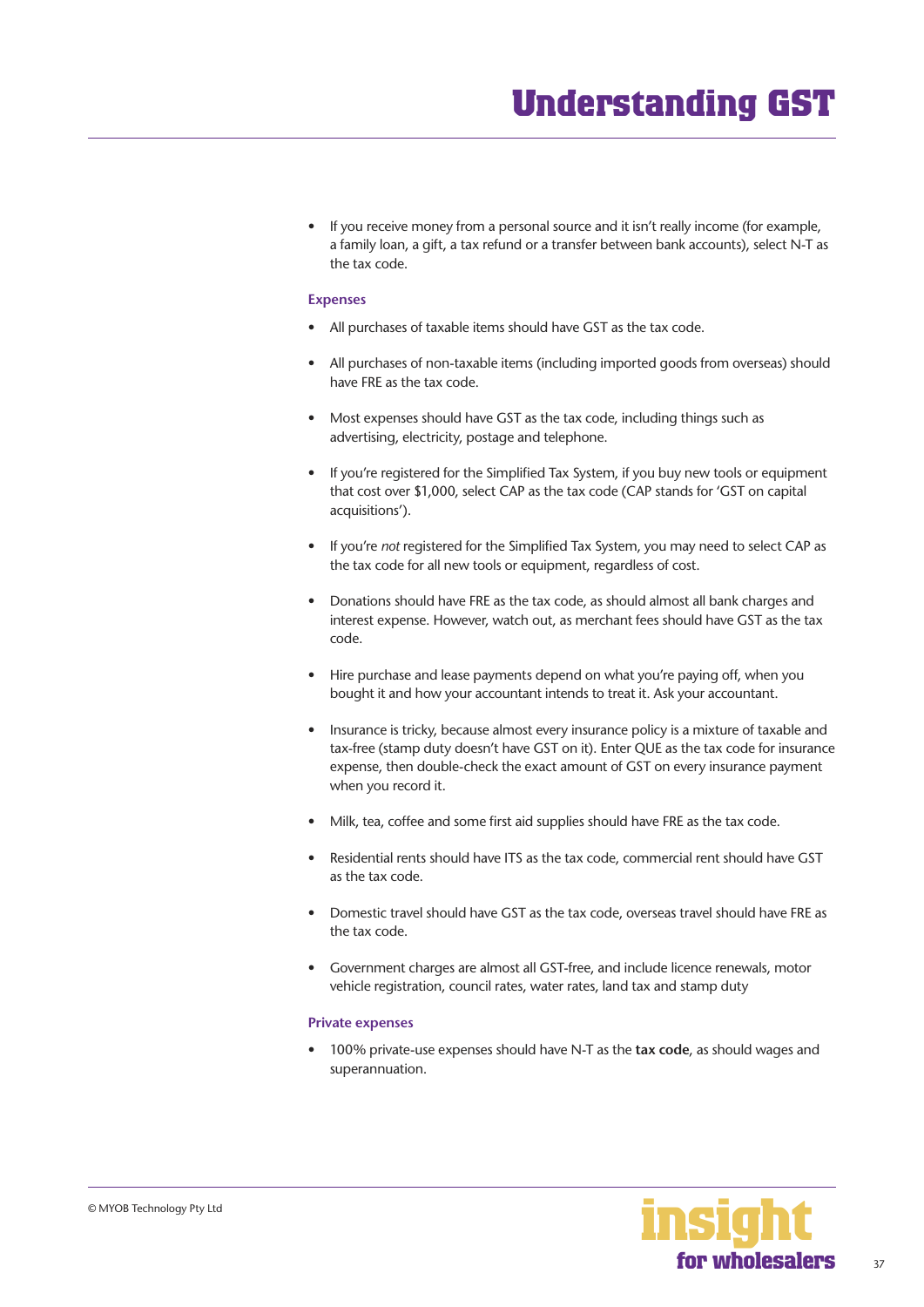- If you receive money from a personal source and it isn't really income (for example, a family loan, a gift, a tax refund or a transfer between bank accounts), select N-T as the tax code.

### Expenses

- All purchases of taxable items should have GST as the tax code.
- All purchases of non-taxable items (including imported goods from overseas) should have FRE as the tax code.
- Most expenses should have GST as the tax code, including things such as advertising, electricity, postage and telephone.
- If you're registered for the Simplified Tax System, if you buy new tools or equipment that cost over $1,000, select CAP as the tax code (CAP stands for 'GST on capital acquisitions').
- If you're *not* registered for the Simplified Tax System, you may need to select CAP as the tax code for all new tools or equipment, regardless of cost.
- Donations should have FRE as the tax code, as should almost all bank charges and interest expense. However, watch out, as merchant fees should have GST as the tax code.
- Hire purchase and lease payments depend on what you're paying off, when you bought it and how your accountant intends to treat it. Ask your accountant.
- Insurance is tricky, because almost every insurance policy is a mixture of taxable and tax-free (stamp duty doesn't have GST on it). Enter QUE as the tax code for insurance expense, then double-check the exact amount of GST on every insurance payment when you record it.
- Milk, tea, coffee and some first aid supplies should have FRE as the tax code.
- Residential rents should have ITS as the tax code, commercial rent should have GST as the tax code.
- Domestic travel should have GST as the tax code, overseas travel should have FRE as the tax code.
- Government charges are almost all GST-free, and include licence renewals, motor vehicle registration, council rates, water rates, land tax and stamp duty

### Private expenses

- 100% private-use expenses should have N-T as the **tax code**, as should wages and superannuation.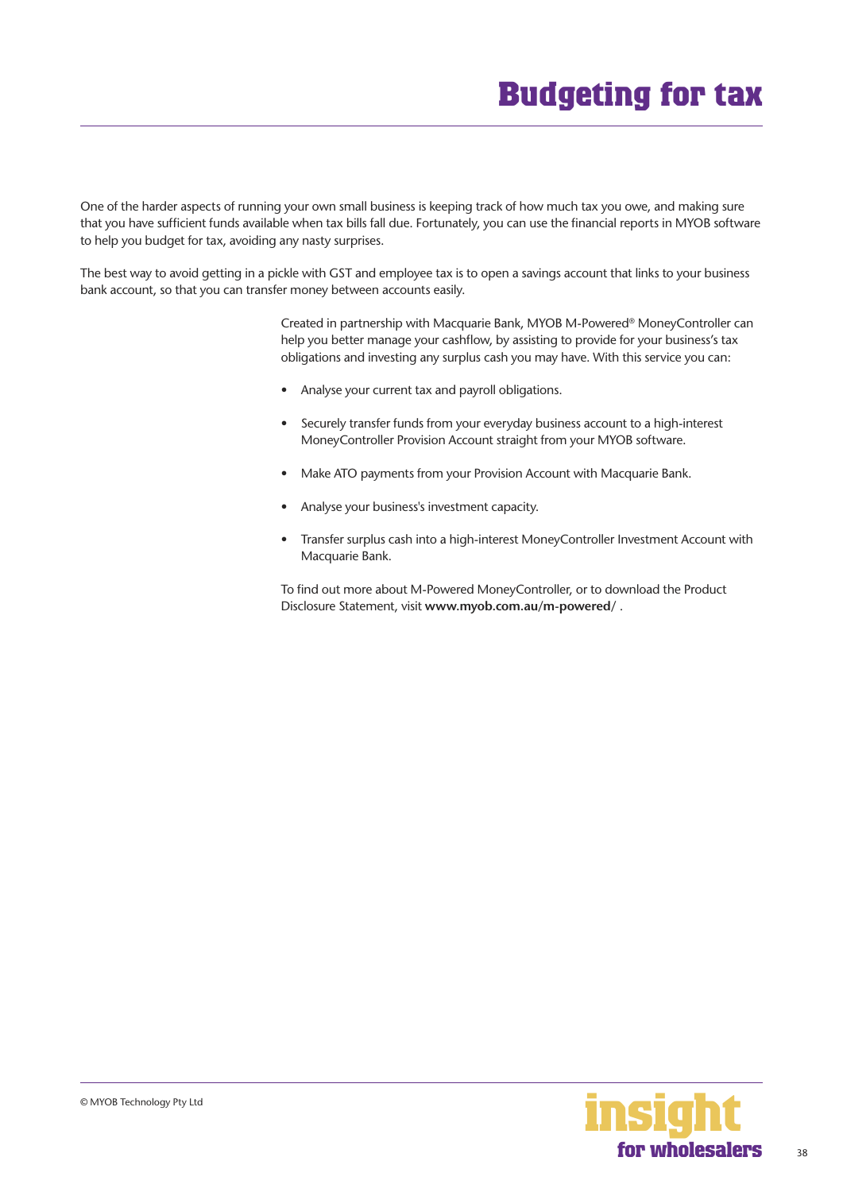# Budgeting for tax

One of the harder aspects of running your own small business is keeping track of how much tax you owe, and making sure that you have sufficient funds available when tax bills fall due. Fortunately, you can use the financial reports in MYOB software to help you budget for tax, avoiding any nasty surprises.

The best way to avoid getting in a pickle with GST and employee tax is to open a savings account that links to your business bank account, so that you can transfer money between accounts easily.

Created in partnership with Macquarie Bank, MYOB M-Powered® MoneyController can help you better manage your cashflow, by assisting to provide for your business's tax obligations and investing any surplus cash you may have. With this service you can:

- Analyse your current tax and payroll obligations.
- Securely transfer funds from your everyday business account to a high-interest MoneyController Provision Account straight from your MYOB software.
- Make ATO payments from your Provision Account with Macquarie Bank.
- Analyse your business's investment capacity.
- Transfer surplus cash into a high-interest MoneyController Investment Account with Macquarie Bank.

To find out more about M-Powered MoneyController, or to download the Product Disclosure Statement, visit **www.myob.com.au/m-powered**/ .